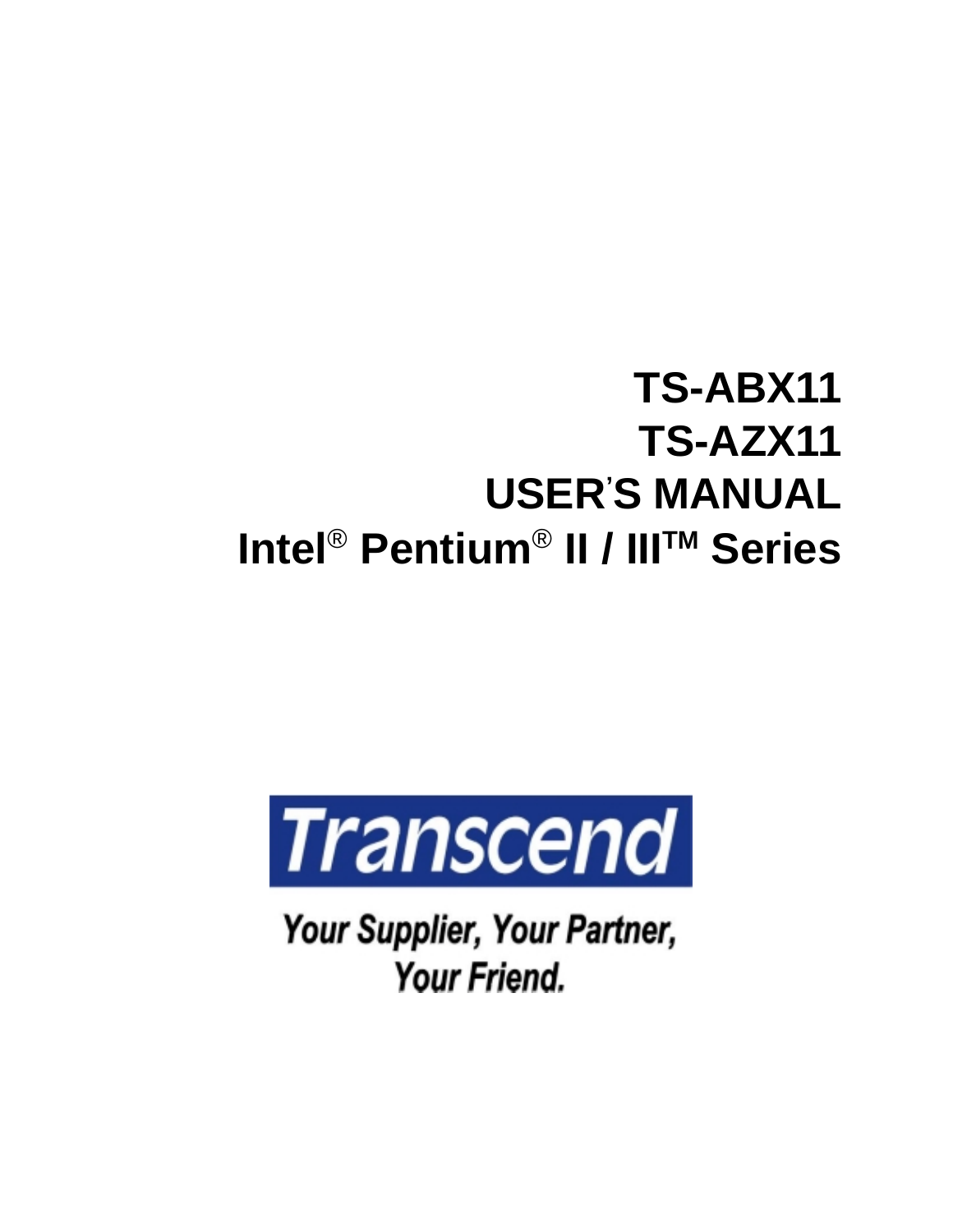# TS-ABX11

# TS-AZX11

# USER'S MANUAL

# Intel® Pentium® II / III™ Series

Transcend

*Your Supplier, Your Partner, Your Friend.*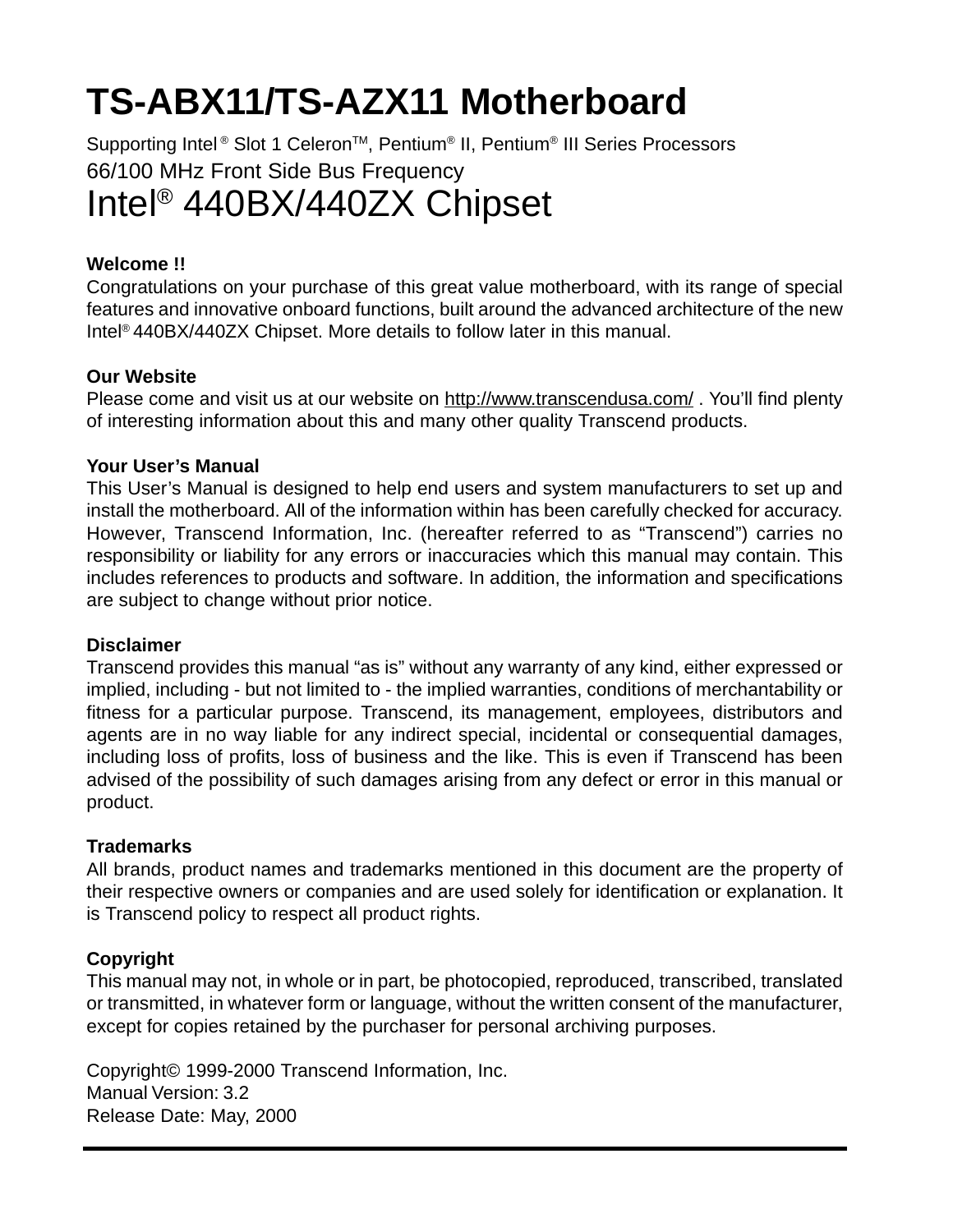# TS-ABX11/TS-AZX11 Motherboard

Supporting Intel® Slot 1 Celeron™, Pentium® II, Pentium® III Series Processors

66/100 MHz Front Side Bus Frequency

## Intel® 440BX/440ZX Chipset

**Welcome !!**

Congratulations on your purchase of this great value motherboard, with its range of special features and innovative onboard functions, built around the advanced architecture of the new Intel® 440BX/440ZX Chipset. More details to follow later in this manual.

**Our Website**

Please come and visit us at our website on http://www.transcendusa.com/ . You'll find plenty of interesting information about this and many other quality Transcend products.

**Your User's Manual**

This User's Manual is designed to help end users and system manufacturers to set up and install the motherboard. All of the information within has been carefully checked for accuracy. However, Transcend Information, Inc. (hereafter referred to as "Transcend") carries no responsibility or liability for any errors or inaccuracies which this manual may contain. This includes references to products and software. In addition, the information and specifications are subject to change without prior notice.

**Disclaimer**

Transcend provides this manual "as is" without any warranty of any kind, either expressed or implied, including - but not limited to - the implied warranties, conditions of merchantability or fitness for a particular purpose. Transcend, its management, employees, distributors and agents are in no way liable for any indirect special, incidental or consequential damages, including loss of profits, loss of business and the like. This is even if Transcend has been advised of the possibility of such damages arising from any defect or error in this manual or product.

**Trademarks**

All brands, product names and trademarks mentioned in this document are the property of their respective owners or companies and are used solely for identification or explanation. It is Transcend policy to respect all product rights.

**Copyright**

This manual may not, in whole or in part, be photocopied, reproduced, transcribed, translated or transmitted, in whatever form or language, without the written consent of the manufacturer, except for copies retained by the purchaser for personal archiving purposes.

Copyright© 1999-2000 Transcend Information, Inc.
Manual Version: 3.2
Release Date: May, 2000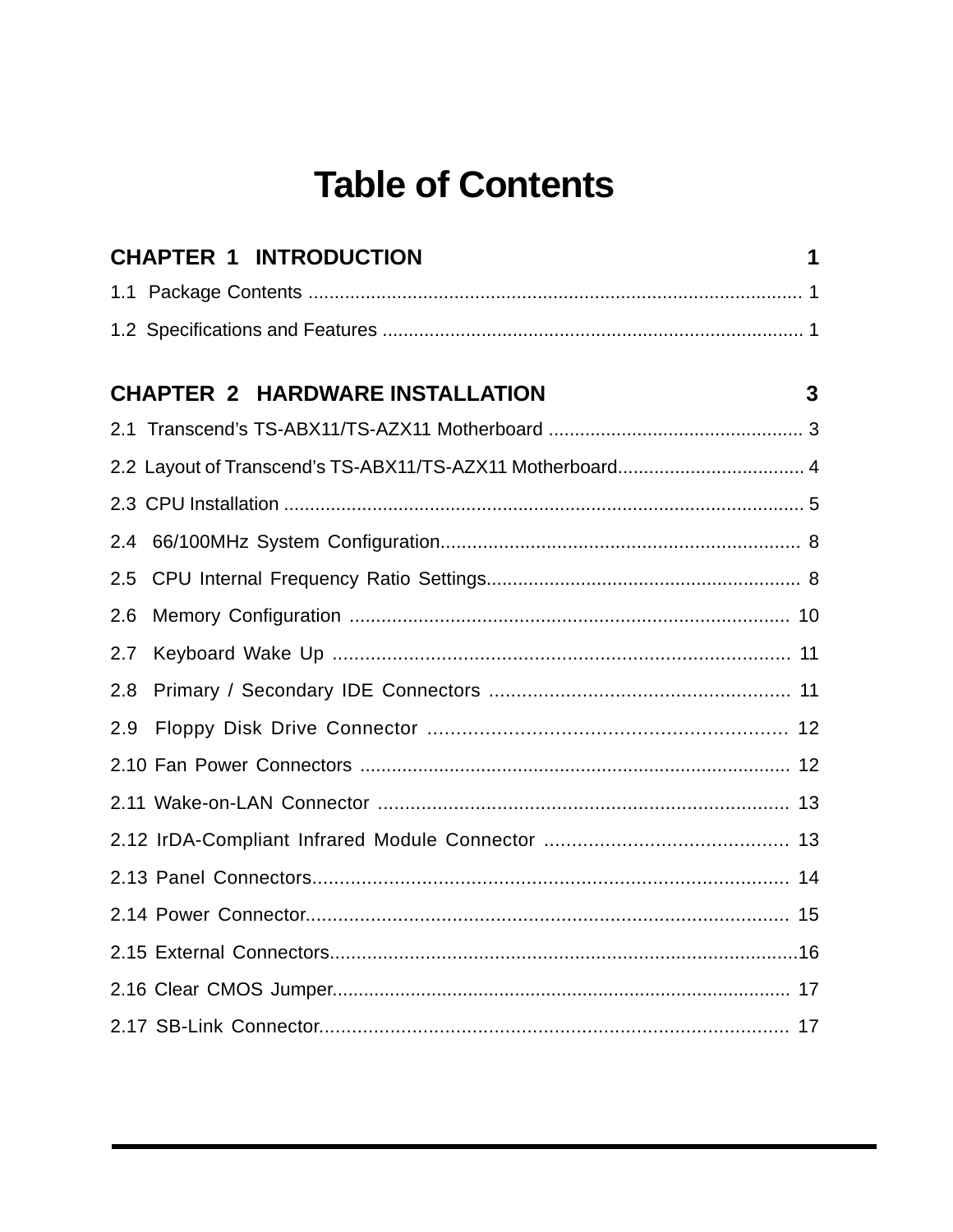# Table of Contents

**CHAPTER 1 INTRODUCTION 1**

1.1 Package Contents ............................................................................................ 1

1.2 Specifications and Features ................................................................................ 1

**CHAPTER 2 HARDWARE INSTALLATION 3**

2.1 Transcend's TS-ABX11/TS-AZX11 Motherboard ................................................ 3

2.2 Layout of Transcend's TS-ABX11/TS-AZX11 Motherboard................................... 4

2.3 CPU Installation .................................................................................................. 5

2.4 66/100MHz System Configuration.................................................................. 8

2.5 CPU Internal Frequency Ratio Settings.......................................................... 8

2.6 Memory Configuration .................................................................................. 10

2.7 Keyboard Wake Up .................................................................................... 11

2.8 Primary / Secondary IDE Connectors ...................................................... 11

2.9 Floppy Disk Drive Connector ................................................................ 12

2.10 Fan Power Connectors ................................................................................ 12

2.11 Wake-on-LAN Connector ........................................................................... 13

2.12 IrDA-Compliant Infrared Module Connector ........................................... 13

2.13 Panel Connectors........................................................................................ 14

2.14 Power Connector.......................................................................................... 15

2.15 External Connectors.......................................................................................16

2.16 Clear CMOS Jumper...................................................................................... 17

2.17 SB-Link Connector....................................................................................... 17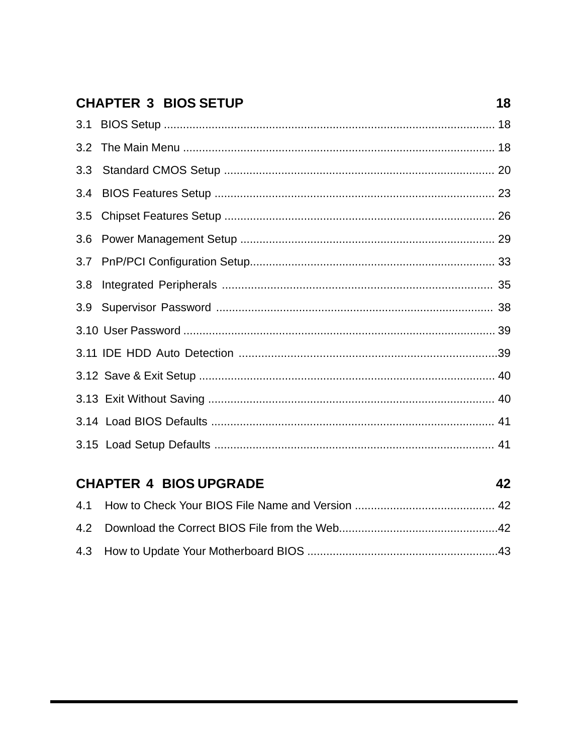**CHAPTER 3 BIOS SETUP 18**

3.1 BIOS Setup ........................................................................................................ 18

3.2 The Main Menu ................................................................................................. 18

3.3 Standard CMOS Setup .................................................................................... 20

3.4 BIOS Features Setup ....................................................................................... 23

3.5 Chipset Features Setup .................................................................................... 26

3.6 Power Management Setup ............................................................................... 29

3.7 PnP/PCI Configuration Setup............................................................................ 33

3.8 Integrated Peripherals .................................................................................... 35

3.9 Supervisor Password ...................................................................................... 38

3.10 User Password ................................................................................................ 39

3.11 IDE HDD Auto Detection ................................................................................39

3.12 Save & Exit Setup ............................................................................................ 40

3.13 Exit Without Saving ......................................................................................... 40

3.14 Load BIOS Defaults ........................................................................................ 41

3.15 Load Setup Defaults ....................................................................................... 41

**CHAPTER 4 BIOS UPGRADE 42**

4.1 How to Check Your BIOS File Name and Version ............................................ 42

4.2 Download the Correct BIOS File from the Web.................................................42

4.3 How to Update Your Motherboard BIOS ...........................................................43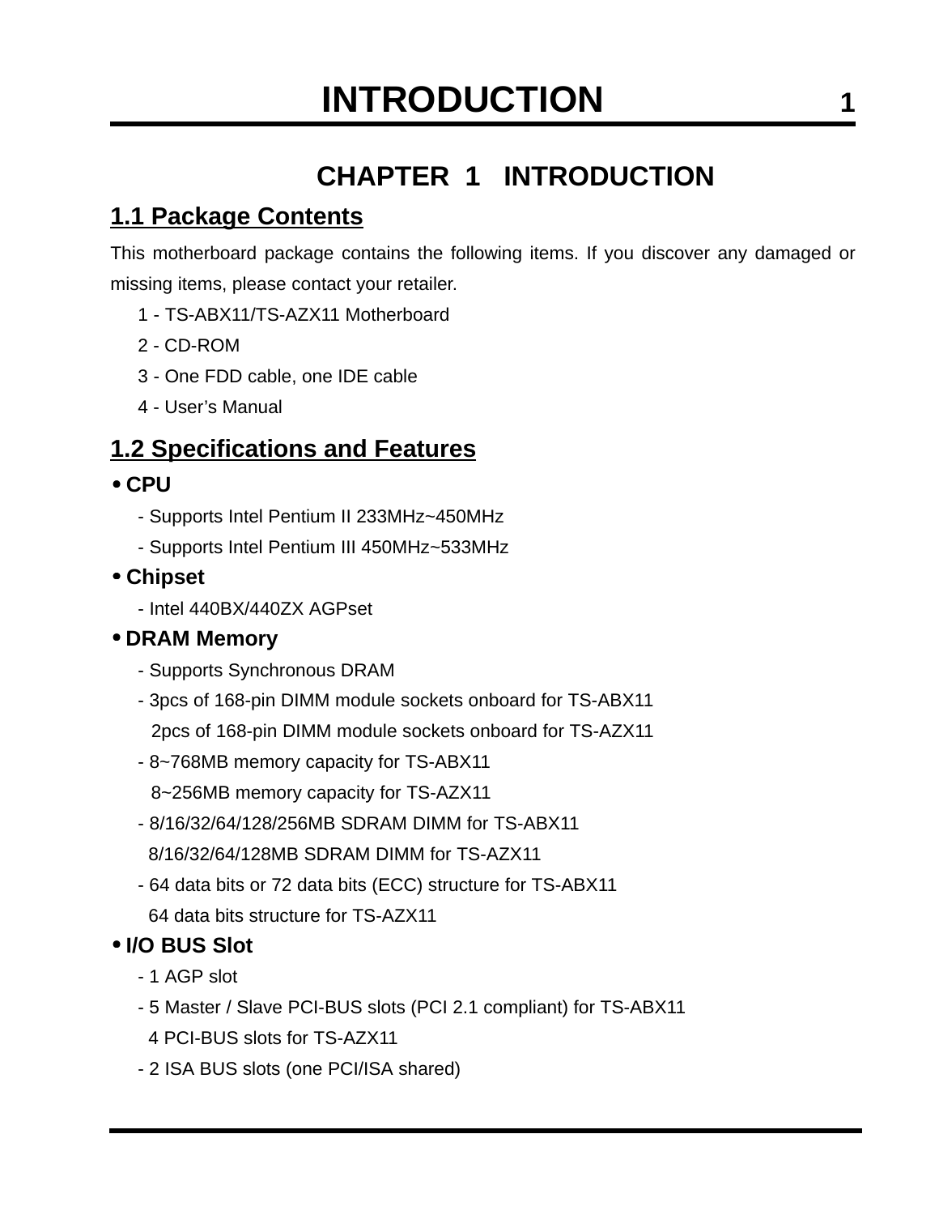# CHAPTER 1 INTRODUCTION

## 1.1 Package Contents

This motherboard package contains the following items. If you discover any damaged or missing items, please contact your retailer.

1 - TS-ABX11/TS-AZX11 Motherboard
2 - CD-ROM
3 - One FDD cable, one IDE cable
4 - User's Manual

## 1.2 Specifications and Features

- **CPU**
  - Supports Intel Pentium II 233MHz~450MHz
  - Supports Intel Pentium III 450MHz~533MHz
- **Chipset**
  - Intel 440BX/440ZX AGPset
- **DRAM Memory**
  - Supports Synchronous DRAM
  - 3pcs of 168-pin DIMM module sockets onboard for TS-ABX11
    2pcs of 168-pin DIMM module sockets onboard for TS-AZX11
  - 8~768MB memory capacity for TS-ABX11
    8~256MB memory capacity for TS-AZX11
  - 8/16/32/64/128/256MB SDRAM DIMM for TS-ABX11
    8/16/32/64/128MB SDRAM DIMM for TS-AZX11
  - 64 data bits or 72 data bits (ECC) structure for TS-ABX11
    64 data bits structure for TS-AZX11
- **I/O BUS Slot**
  - 1 AGP slot
  - 5 Master / Slave PCI-BUS slots (PCI 2.1 compliant) for TS-ABX11
    4 PCI-BUS slots for TS-AZX11
  - 2 ISA BUS slots (one PCI/ISA shared)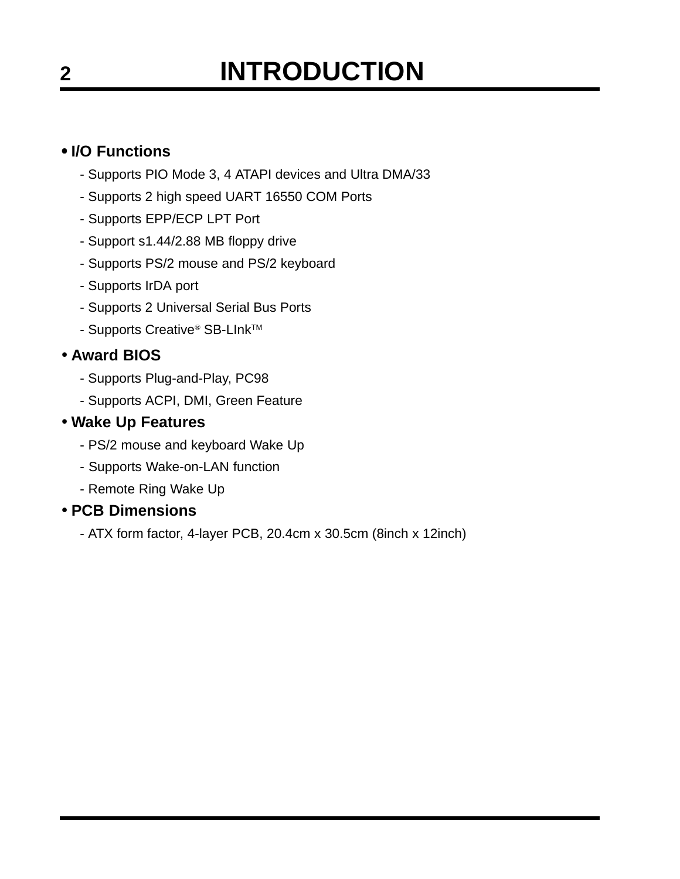# INTRODUCTION

- **I/O Functions**
  - Supports PIO Mode 3, 4 ATAPI devices and Ultra DMA/33
  - Supports 2 high speed UART 16550 COM Ports
  - Supports EPP/ECP LPT Port
  - Support s1.44/2.88 MB floppy drive
  - Supports PS/2 mouse and PS/2 keyboard
  - Supports IrDA port
  - Supports 2 Universal Serial Bus Ports
  - Supports Creative® SB-LInk™
- **Award BIOS**
  - Supports Plug-and-Play, PC98
  - Supports ACPI, DMI, Green Feature
- **Wake Up Features**
  - PS/2 mouse and keyboard Wake Up
  - Supports Wake-on-LAN function
  - Remote Ring Wake Up
- **PCB Dimensions**
  - ATX form factor, 4-layer PCB, 20.4cm x 30.5cm (8inch x 12inch)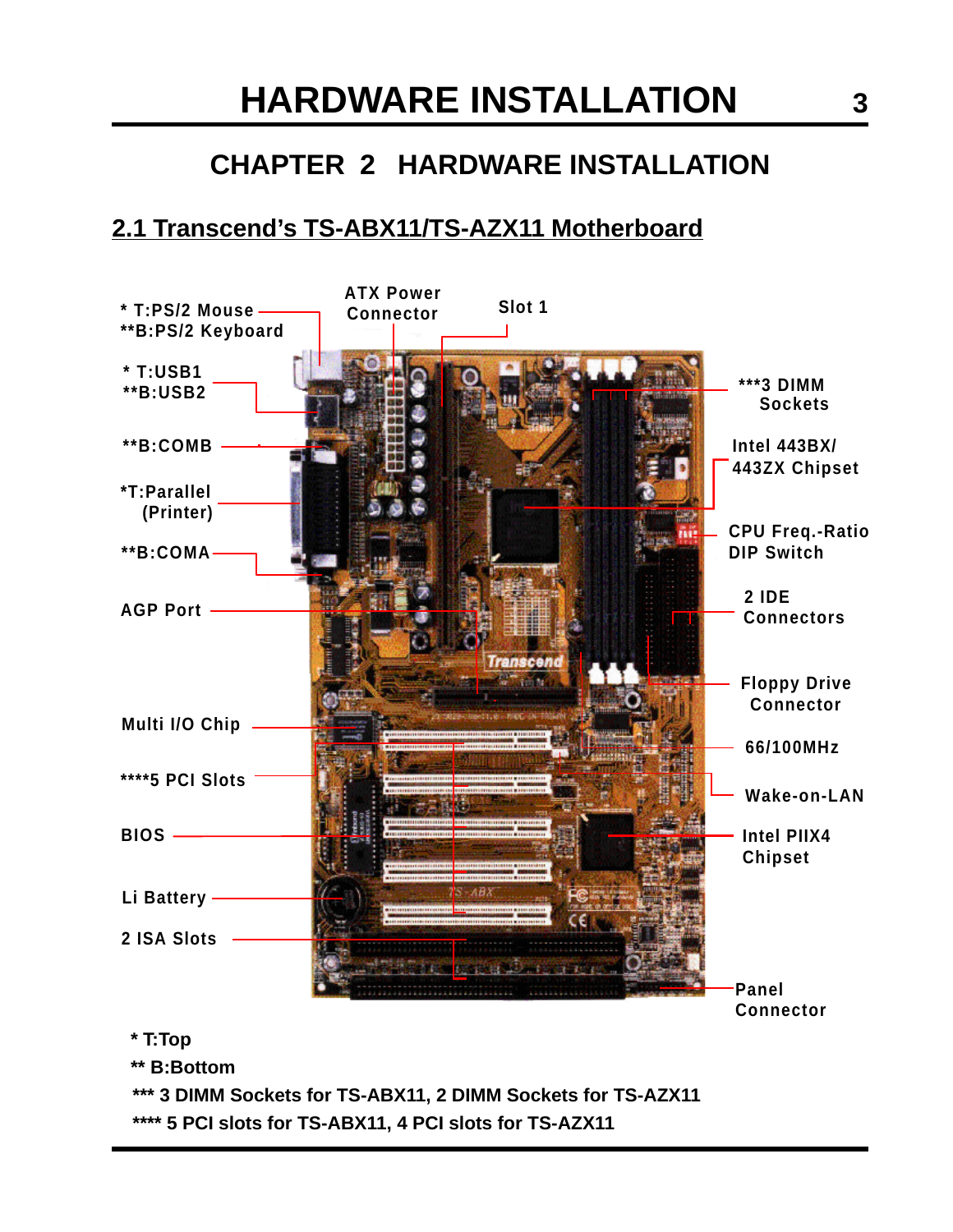# CHAPTER 2 HARDWARE INSTALLATION

## 2.1 Transcend's TS-ABX11/TS-AZX11 Motherboard

\* T:PS/2 Mouse
\*\*B:PS/2 Keyboard

ATX Power Connector

Slot 1

\* T:USB1
\*\*B:USB2

\*\*\*3 DIMM Sockets

\*\*B:COMB

Intel 443BX/443ZX Chipset

\*T:Parallel (Printer)

CPU Freq.-Ratio DIP Switch

\*\*B:COMA

2 IDE Connectors

AGP Port

Floppy Drive Connector

Multi I/O Chip

66/100MHz

\*\*\*\*5 PCI Slots

Wake-on-LAN

BIOS

Intel PIIX4 Chipset

Li Battery

2 ISA Slots

Panel Connector

**\* T:Top**

**\*\* B:Bottom**

**\*\*\* 3 DIMM Sockets for TS-ABX11, 2 DIMM Sockets for TS-AZX11**

**\*\*\*\* 5 PCI slots for TS-ABX11, 4 PCI slots for TS-AZX11**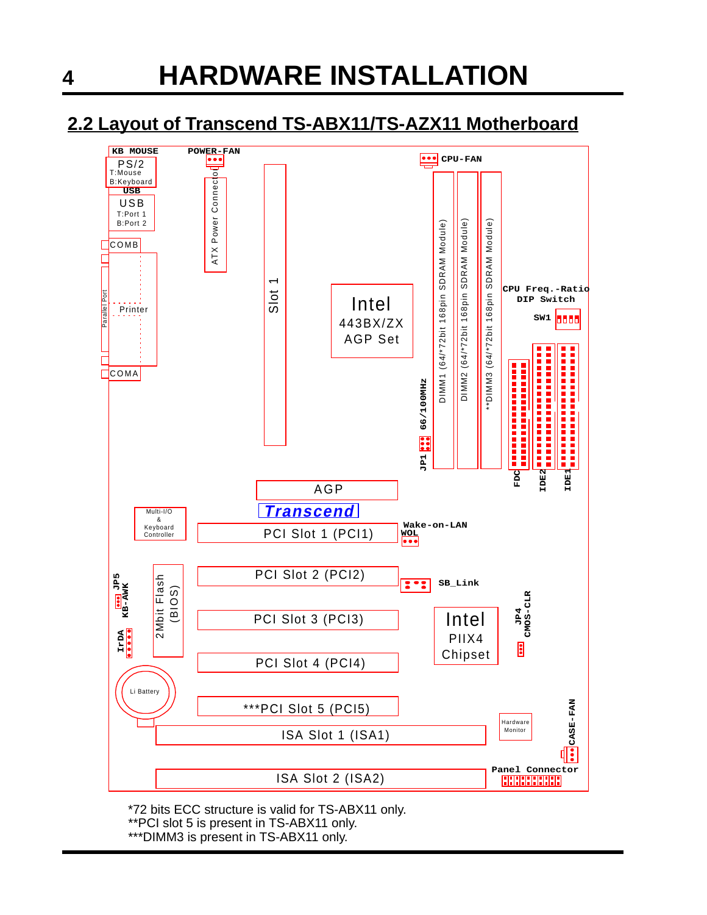## 2.2 Layout of Transcend TS-ABX11/TS-AZX11 Motherboard

KB MOUSE
PS/2
T:Mouse
B:Keyboard
USB
USB
T:Port 1
B:Port 2
COMB
Parallel Port
Printer
COMA
POWER-FAN
ATX Power Connector
Slot 1
CPU-FAN
Intel
443BX/ZX
AGP Set
DIMM1 (64/*72bit 168pin SDRAM Module)
DIMM2 (64/*72bit 168pin SDRAM Module)
**DIMM3 (64/*72bit 168pin SDRAM Module)
CPU Freq.-Ratio
DIP Switch
SW1
JP1 66/100MHz
FDC
IDE2
IDE1
AGP
Transcend
Multi-I/O & Keyboard Controller
PCI Slot 1 (PCI1)
Wake-on-LAN
WOL
PCI Slot 2 (PCI2)
SB_Link
JP5 KB-AWK
IrDA
2Mbit Flash (BIOS)
PCI Slot 3 (PCI3)
Intel
PIIX4
Chipset
JP4 CMOS-CLR
PCI Slot 4 (PCI4)
Li Battery
***PCI Slot 5 (PCI5)
Hardware Monitor
CASE-FAN
ISA Slot 1 (ISA1)
Panel Connector
ISA Slot 2 (ISA2)

*72 bits ECC structure is valid for TS-ABX11 only.
**PCI slot 5 is present in TS-ABX11 only.
***DIMM3 is present in TS-ABX11 only.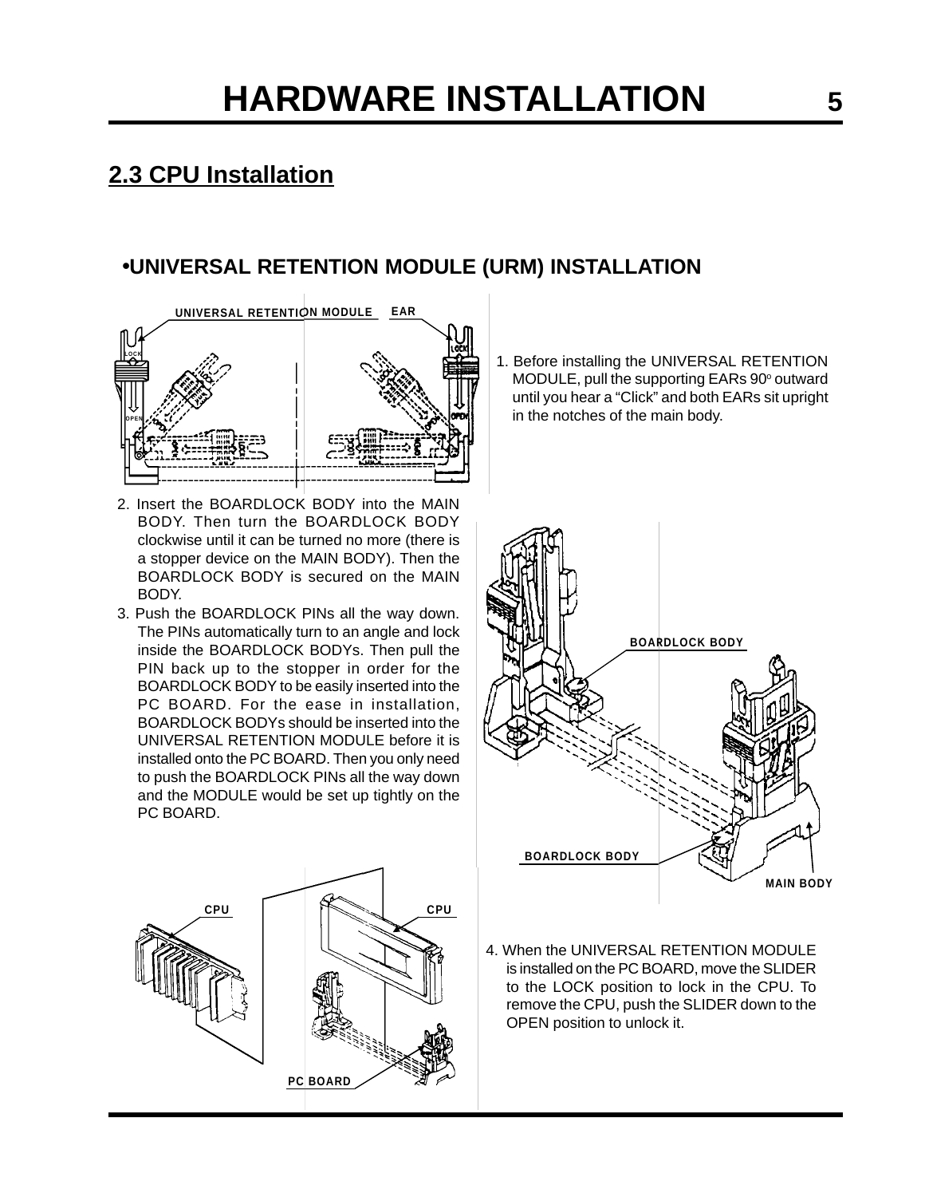## 2.3 CPU Installation

### •UNIVERSAL RETENTION MODULE (URM) INSTALLATION

UNIVERSAL RETENTION MODULE

EAR

LOCK

OPEN

1. Before installing the UNIVERSAL RETENTION MODULE, pull the supporting EARs 90° outward until you hear a "Click" and both EARs sit upright in the notches of the main body.

2. Insert the BOARDLOCK BODY into the MAIN BODY. Then turn the BOARDLOCK BODY clockwise until it can be turned no more (there is a stopper device on the MAIN BODY). Then the BOARDLOCK BODY is secured on the MAIN BODY.
3. Push the BOARDLOCK PINs all the way down. The PINs automatically turn to an angle and lock inside the BOARDLOCK BODYs. Then pull the PIN back up to the stopper in order for the BOARDLOCK BODY to be easily inserted into the PC BOARD. For the ease in installation, BOARDLOCK BODYs should be inserted into the UNIVERSAL RETENTION MODULE before it is installed onto the PC BOARD. Then you only need to push the BOARDLOCK PINs all the way down and the MODULE would be set up tightly on the PC BOARD.

BOARDLOCK BODY

BOARDLOCK BODY

MAIN BODY

CPU

CPU

PC BOARD

4. When the UNIVERSAL RETENTION MODULE is installed on the PC BOARD, move the SLIDER to the LOCK position to lock in the CPU. To remove the CPU, push the SLIDER down to the OPEN position to unlock it.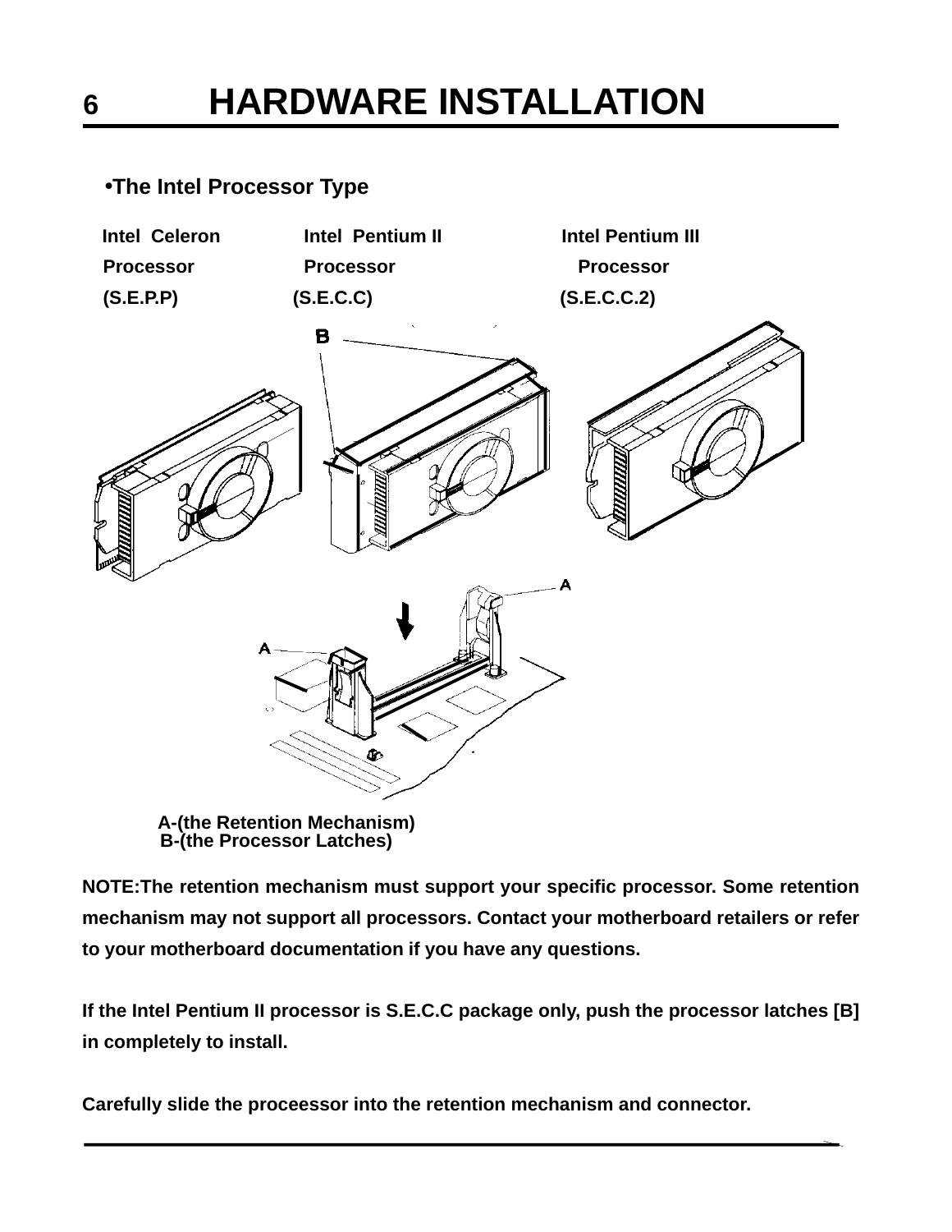# HARDWARE INSTALLATION

• **The Intel Processor Type**

**Intel Celeron Processor (S.E.P.P)**

**Intel Pentium II Processor (S.E.C.C)**

**Intel Pentium III Processor (S.E.C.C.2)**

B

A

A

**A-(the Retention Mechanism)**
**B-(the Processor Latches)**

**NOTE:The retention mechanism must support your specific processor. Some retention mechanism may not support all processors. Contact your motherboard retailers or refer to your motherboard documentation if you have any questions.**

**If the Intel Pentium II processor is S.E.C.C package only, push the processor latches [B] in completely to install.**

**Carefully slide the proceessor into the retention mechanism and connector.**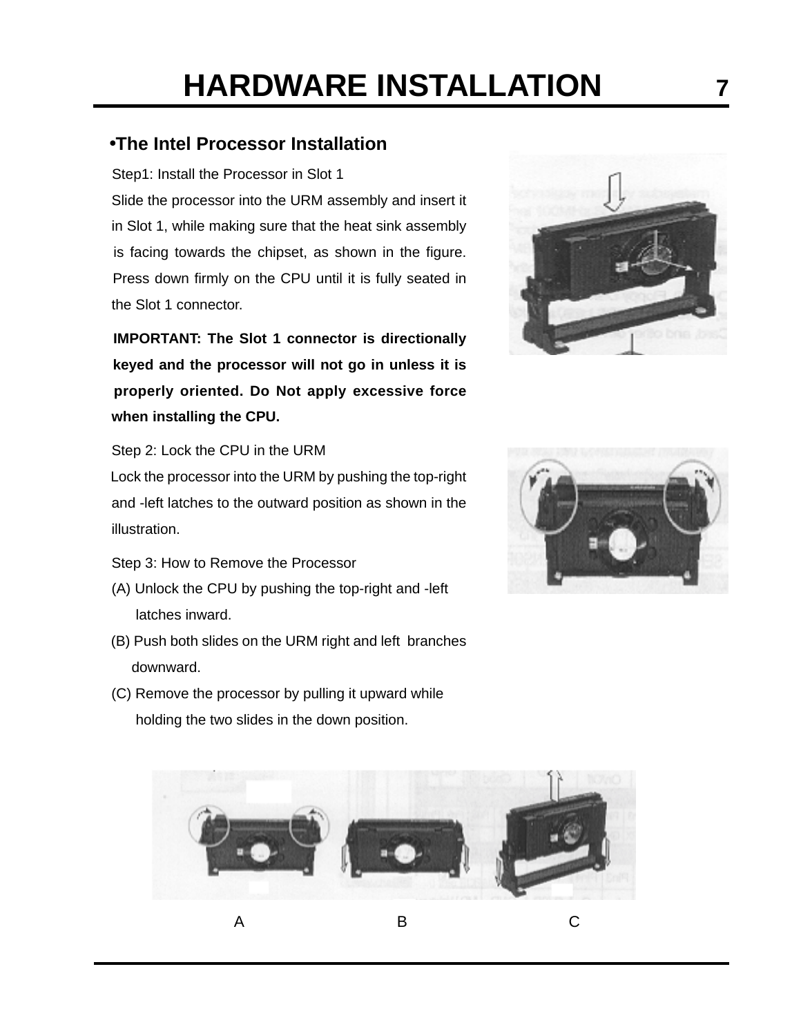# HARDWARE INSTALLATION

## •The Intel Processor Installation

Step1: Install the Processor in Slot 1

Slide the processor into the URM assembly and insert it in Slot 1, while making sure that the heat sink assembly is facing towards the chipset, as shown in the figure. Press down firmly on the CPU until it is fully seated in the Slot 1 connector.

**IMPORTANT: The Slot 1 connector is directionally keyed and the processor will not go in unless it is properly oriented. Do Not apply excessive force when installing the CPU.**

Step 2: Lock the CPU in the URM

Lock the processor into the URM by pushing the top-right and -left latches to the outward position as shown in the illustration.

Step 3: How to Remove the Processor

(A) Unlock the CPU by pushing the top-right and -left latches inward.

(B) Push both slides on the URM right and left branches downward.

(C) Remove the processor by pulling it upward while holding the two slides in the down position.

A B C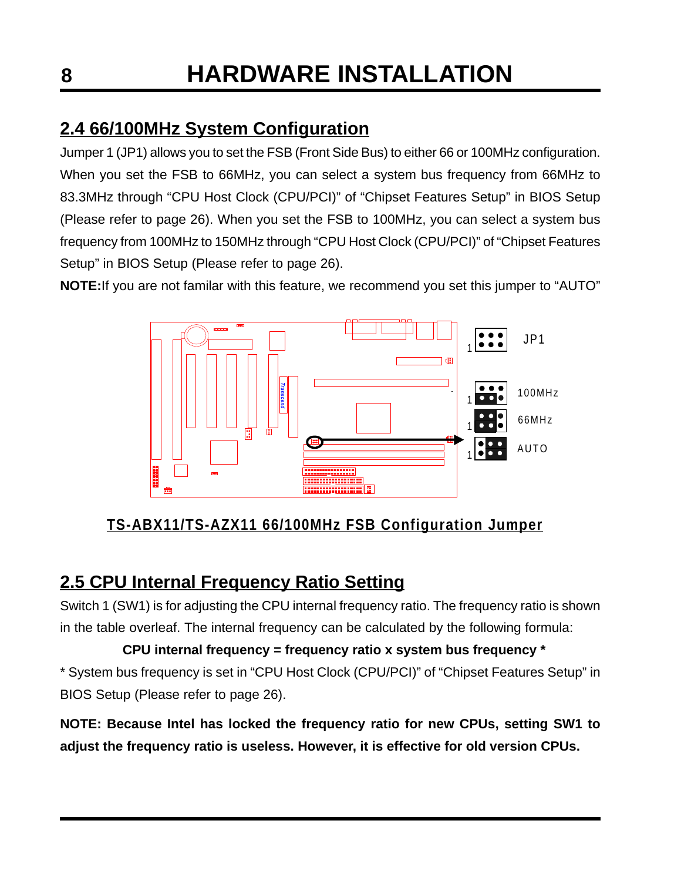## 2.4 66/100MHz System Configuration

Jumper 1 (JP1) allows you to set the FSB (Front Side Bus) to either 66 or 100MHz configuration. When you set the FSB to 66MHz, you can select a system bus frequency from 66MHz to 83.3MHz through "CPU Host Clock (CPU/PCI)" of "Chipset Features Setup" in BIOS Setup (Please refer to page 26). When you set the FSB to 100MHz, you can select a system bus frequency from 100MHz to 150MHz through "CPU Host Clock (CPU/PCI)" of "Chipset Features Setup" in BIOS Setup (Please refer to page 26).

**NOTE:** If you are not familar with this feature, we recommend you set this jumper to "AUTO"

JP1

100MHz

66MHz

AUTO

**TS-ABX11/TS-AZX11 66/100MHz FSB Configuration Jumper**

## 2.5 CPU Internal Frequency Ratio Setting

Switch 1 (SW1) is for adjusting the CPU internal frequency ratio. The frequency ratio is shown in the table overleaf. The internal frequency can be calculated by the following formula:

**CPU internal frequency = frequency ratio x system bus frequency ***

* System bus frequency is set in "CPU Host Clock (CPU/PCI)" of "Chipset Features Setup" in BIOS Setup (Please refer to page 26).

**NOTE: Because Intel has locked the frequency ratio for new CPUs, setting SW1 to adjust the frequency ratio is useless. However, it is effective for old version CPUs.**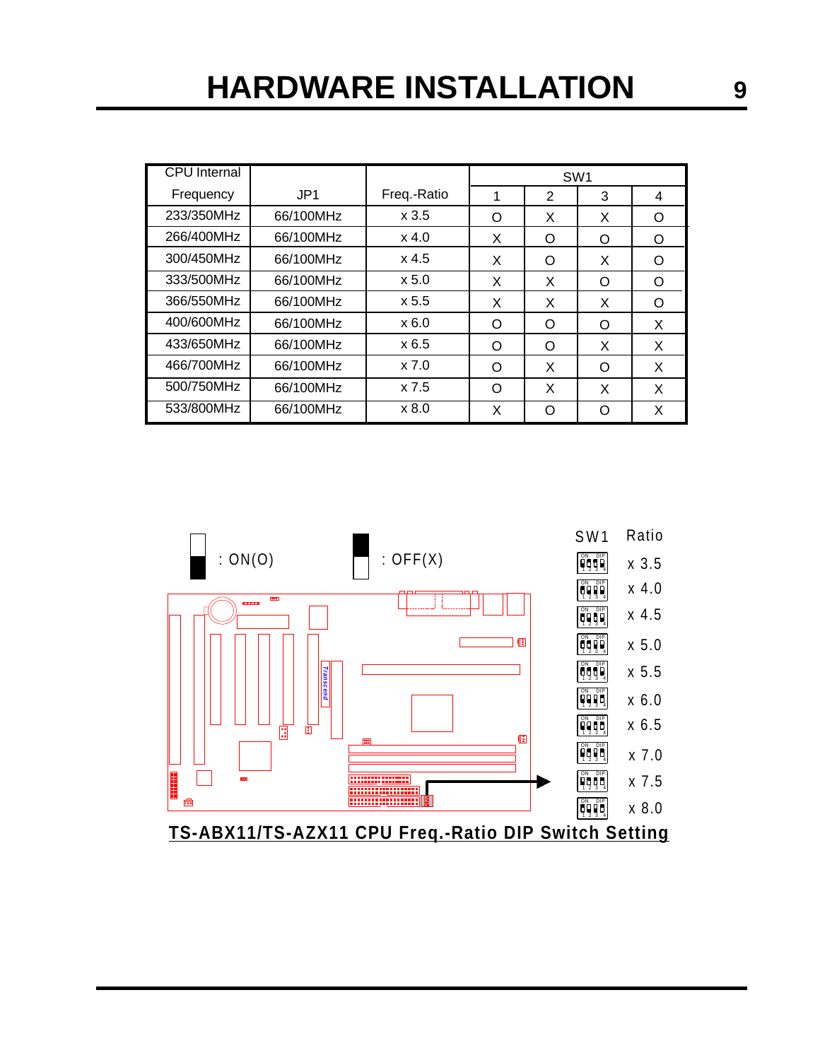| CPU Internal Frequency | JP1 | Freq.-Ratio | SW1 | | | |
|---|---|---|---|---|---|---|
| | | | 1 | 2 | 3 | 4 |
| 233/350MHz | 66/100MHz | x 3.5 | O | X | X | O |
| 266/400MHz | 66/100MHz | x 4.0 | X | O | O | O |
| 300/450MHz | 66/100MHz | x 4.5 | X | O | X | O |
| 333/500MHz | 66/100MHz | x 5.0 | X | X | O | O |
| 366/550MHz | 66/100MHz | x 5.5 | X | X | X | O |
| 400/600MHz | 66/100MHz | x 6.0 | O | O | O | X |
| 433/650MHz | 66/100MHz | x 6.5 | O | O | X | X |
| 466/700MHz | 66/100MHz | x 7.0 | O | X | O | X |
| 500/750MHz | 66/100MHz | x 7.5 | O | X | X | X |
| 533/800MHz | 66/100MHz | x 8.0 | X | O | O | X |

: ON(O)

: OFF(X)

SW1 Ratio

x 3.5

x 4.0

x 4.5

x 5.0

x 5.5

x 6.0

x 6.5

x 7.0

x 7.5

x 8.0

**TS-ABX11/TS-AZX11 CPU Freq.-Ratio DIP Switch Setting**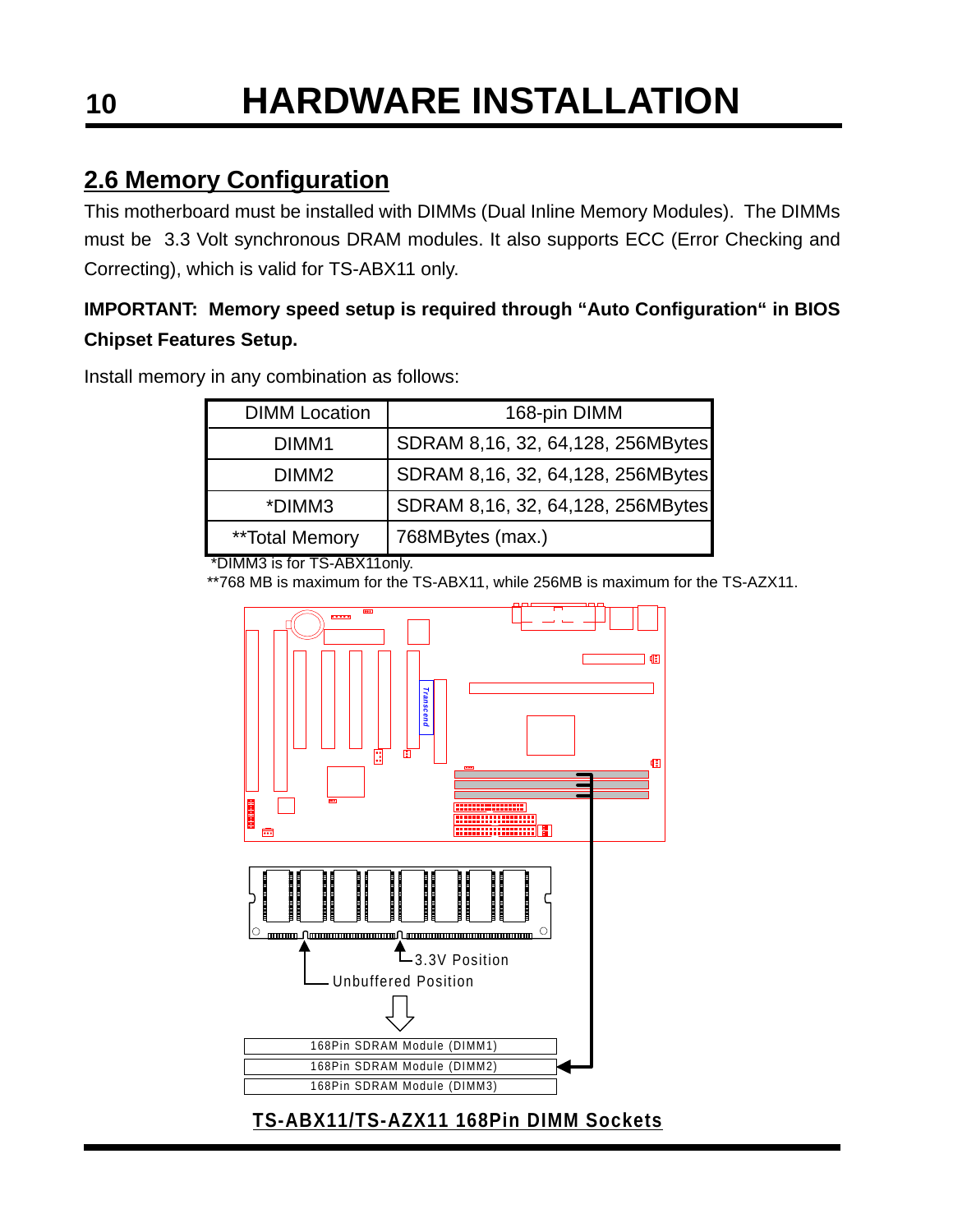## 2.6 Memory Configuration

This motherboard must be installed with DIMMs (Dual Inline Memory Modules). The DIMMs must be 3.3 Volt synchronous DRAM modules. It also supports ECC (Error Checking and Correcting), which is valid for TS-ABX11 only.

**IMPORTANT: Memory speed setup is required through “Auto Configuration“ in BIOS Chipset Features Setup.**

Install memory in any combination as follows:

| DIMM Location | 168-pin DIMM |
|---|---|
| DIMM1 | SDRAM 8,16, 32, 64,128, 256MBytes |
| DIMM2 | SDRAM 8,16, 32, 64,128, 256MBytes |
| *DIMM3 | SDRAM 8,16, 32, 64,128, 256MBytes |
| **Total Memory | 768MBytes (max.) |

*DIMM3 is for TS-ABX11only.

**768 MB is maximum for the TS-ABX11, while 256MB is maximum for the TS-AZX11.

Transcend

3.3V Position

Unbuffered Position

168Pin SDRAM Module (DIMM1)

168Pin SDRAM Module (DIMM2)

168Pin SDRAM Module (DIMM3)

**TS-ABX11/TS-AZX11 168Pin DIMM Sockets**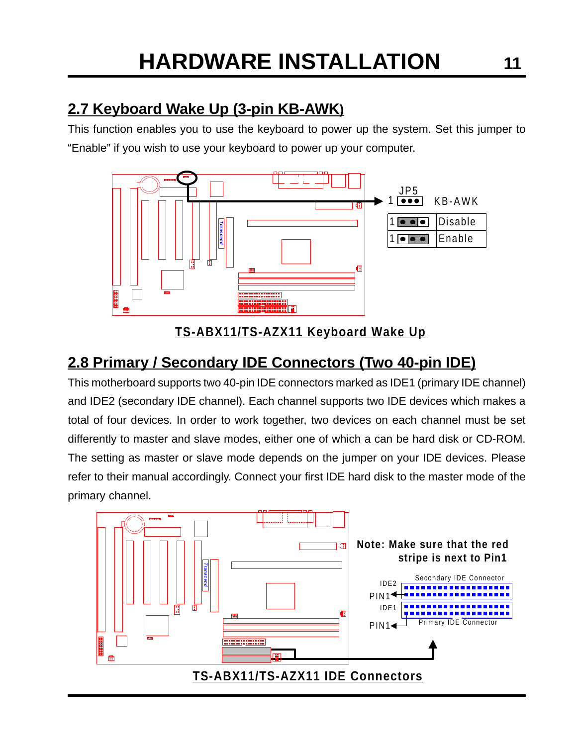## 2.7 Keyboard Wake Up (3-pin KB-AWK)

This function enables you to use the keyboard to power up the system. Set this jumper to "Enable" if you wish to use your keyboard to power up your computer.

JP5

KB-AWK

| | |
|---|---|
| 1 | Disable |
| 1 | Enable |

**TS-ABX11/TS-AZX11 Keyboard Wake Up**

## 2.8 Primary / Secondary IDE Connectors (Two 40-pin IDE)

This motherboard supports two 40-pin IDE connectors marked as IDE1 (primary IDE channel) and IDE2 (secondary IDE channel). Each channel supports two IDE devices which makes a total of four devices. In order to work together, two devices on each channel must be set differently to master and slave modes, either one of which a can be hard disk or CD-ROM. The setting as master or slave mode depends on the jumper on your IDE devices. Please refer to their manual accordingly. Connect your first IDE hard disk to the master mode of the primary channel.

**Note: Make sure that the red stripe is next to Pin1**

Secondary IDE Connector

IDE2

PIN1

IDE1

PIN1

Primary IDE Connector

**TS-ABX11/TS-AZX11 IDE Connectors**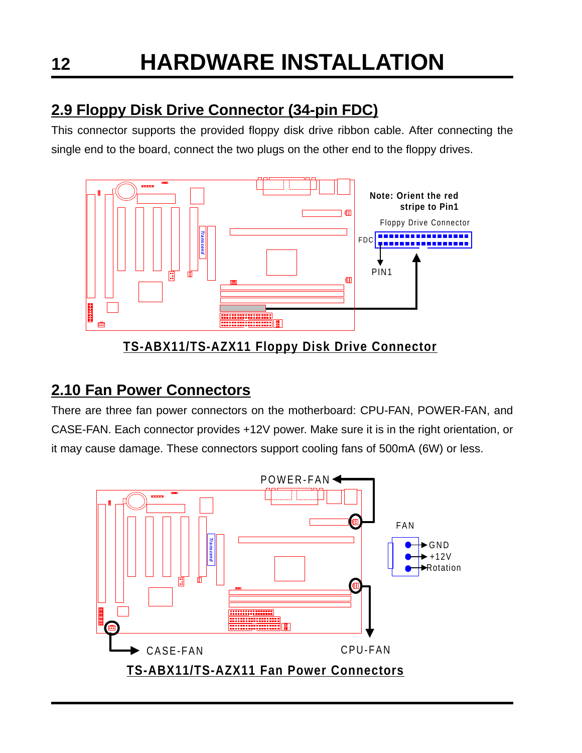## 2.9 Floppy Disk Drive Connector (34-pin FDC)

This connector supports the provided floppy disk drive ribbon cable. After connecting the single end to the board, connect the two plugs on the other end to the floppy drives.

Note: Orient the red stripe to Pin1

Floppy Drive Connector

FDC

PIN1

TS-ABX11/TS-AZX11 Floppy Disk Drive Connector

## 2.10 Fan Power Connectors

There are three fan power connectors on the motherboard: CPU-FAN, POWER-FAN, and CASE-FAN. Each connector provides +12V power. Make sure it is in the right orientation, or it may cause damage. These connectors support cooling fans of 500mA (6W) or less.

POWER-FAN

FAN

GND

+12V

Rotation

CASE-FAN

CPU-FAN

TS-ABX11/TS-AZX11 Fan Power Connectors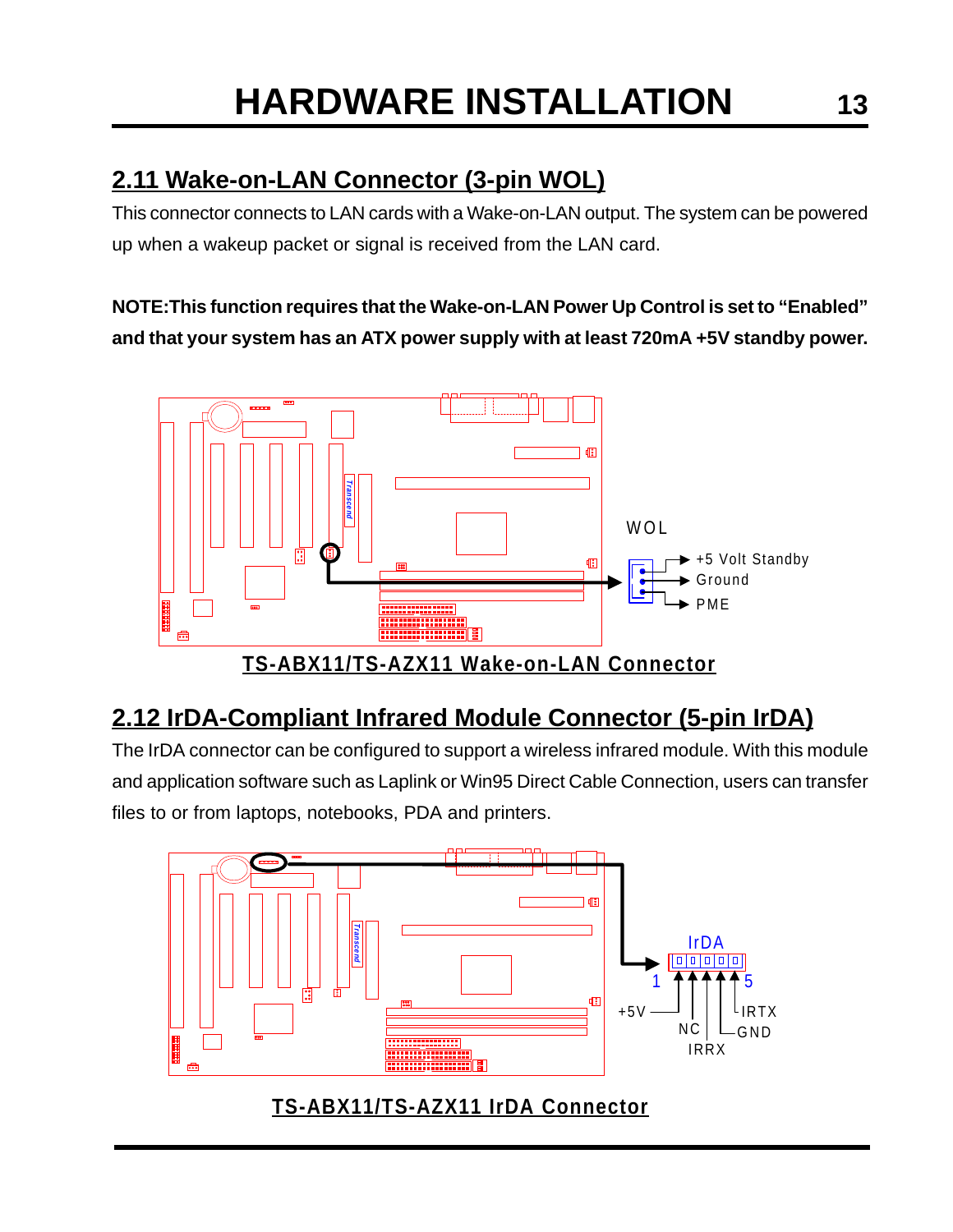## 2.11 Wake-on-LAN Connector (3-pin WOL)

This connector connects to LAN cards with a Wake-on-LAN output. The system can be powered up when a wakeup packet or signal is received from the LAN card.

**NOTE:This function requires that the Wake-on-LAN Power Up Control is set to "Enabled" and that your system has an ATX power supply with at least 720mA +5V standby power.**

WOL
+5 Volt Standby
Ground
PME

TS-ABX11/TS-AZX11 Wake-on-LAN Connector

## 2.12 IrDA-Compliant Infrared Module Connector (5-pin IrDA)

The IrDA connector can be configured to support a wireless infrared module. With this module and application software such as Laplink or Win95 Direct Cable Connection, users can transfer files to or from laptops, notebooks, PDA and printers.

IrDA
1
5
+5V
NC
IRRX
IRTX
GND

TS-ABX11/TS-AZX11 IrDA Connector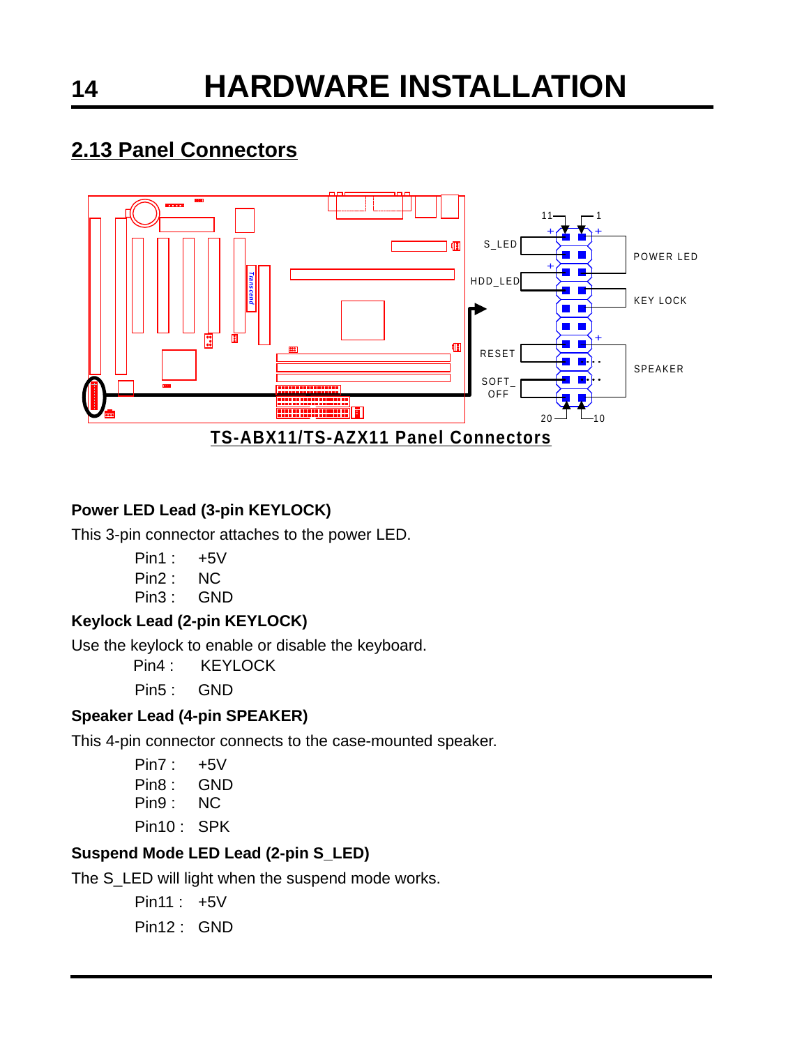# HARDWARE INSTALLATION

## 2.13 Panel Connectors

11
1
S_LED
POWER LED
HDD_LED
KEY LOCK
RESET
SPEAKER
SOFT_
OFF
20
10

**TS-ABX11/TS-AZX11 Panel Connectors**

### Power LED Lead (3-pin KEYLOCK)

This 3-pin connector attaches to the power LED.

Pin1 : +5V
Pin2 : NC
Pin3 : GND

### Keylock Lead (2-pin KEYLOCK)

Use the keylock to enable or disable the keyboard.

Pin4 : KEYLOCK
Pin5 : GND

### Speaker Lead (4-pin SPEAKER)

This 4-pin connector connects to the case-mounted speaker.

Pin7 : +5V
Pin8 : GND
Pin9 : NC
Pin10 : SPK

### Suspend Mode LED Lead (2-pin S_LED)

The S_LED will light when the suspend mode works.

Pin11 : +5V
Pin12 : GND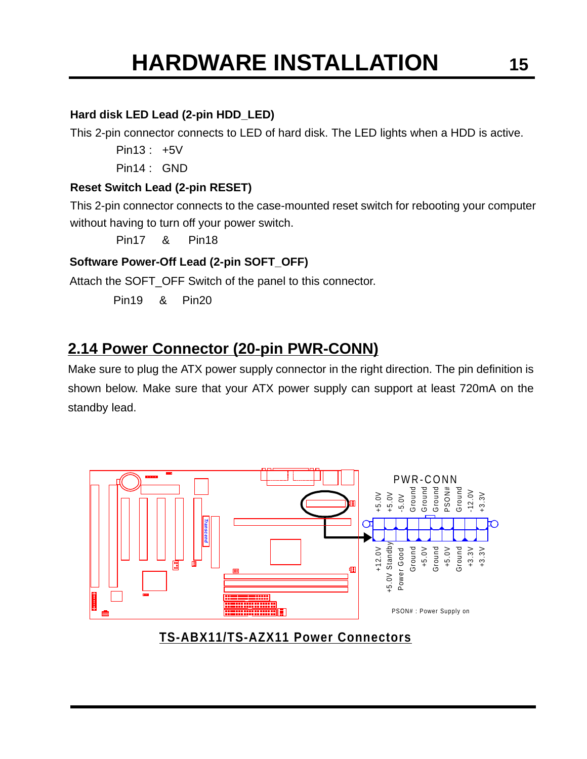### Hard disk LED Lead (2-pin HDD_LED)

This 2-pin connector connects to LED of hard disk. The LED lights when a HDD is active.

Pin13 : +5V

Pin14 : GND

### Reset Switch Lead (2-pin RESET)

This 2-pin connector connects to the case-mounted reset switch for rebooting your computer without having to turn off your power switch.

Pin17 & Pin18

### Software Power-Off Lead (2-pin SOFT_OFF)

Attach the SOFT_OFF Switch of the panel to this connector.

Pin19 & Pin20

## 2.14 Power Connector (20-pin PWR-CONN)

Make sure to plug the ATX power supply connector in the right direction. The pin definition is shown below. Make sure that your ATX power supply can support at least 720mA on the standby lead.

PWR-CONN

+5.0V
+5.0V
-5.0V
Ground
Ground
Ground
PSON#
Ground
-12.0V
+3.3V

+12.0V
+5.0V Standby
Power Good
Ground
+5.0V
Ground
+5.0V
Ground
+3.3V
+3.3V

PSON# : Power Supply on

**TS-ABX11/TS-AZX11 Power Connectors**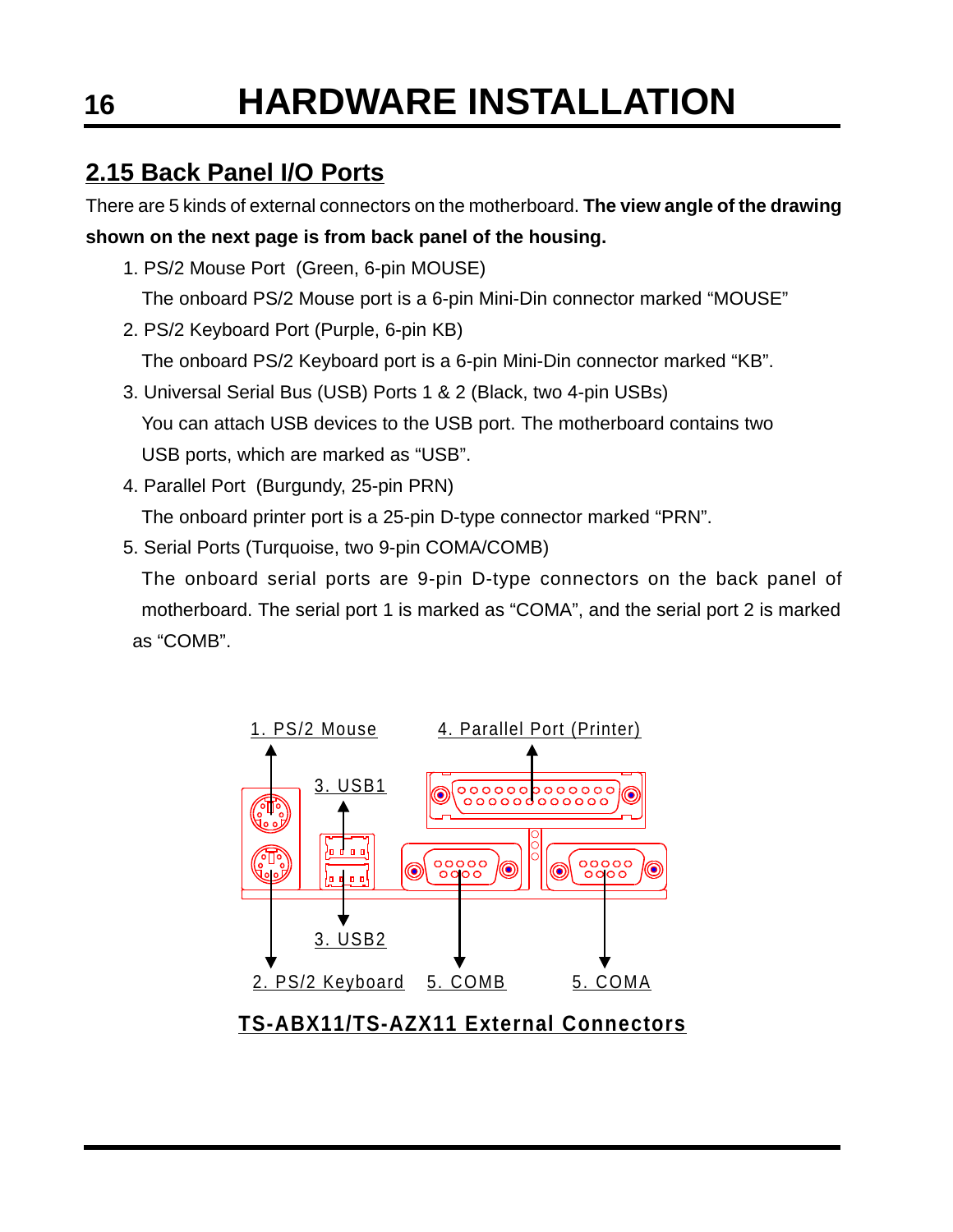## 2.15 Back Panel I/O Ports

There are 5 kinds of external connectors on the motherboard. **The view angle of the drawing shown on the next page is from back panel of the housing.**

1. PS/2 Mouse Port (Green, 6-pin MOUSE)
   The onboard PS/2 Mouse port is a 6-pin Mini-Din connector marked “MOUSE”
2. PS/2 Keyboard Port (Purple, 6-pin KB)
   The onboard PS/2 Keyboard port is a 6-pin Mini-Din connector marked “KB”.
3. Universal Serial Bus (USB) Ports 1 & 2 (Black, two 4-pin USBs)
   You can attach USB devices to the USB port. The motherboard contains two USB ports, which are marked as “USB”.
4. Parallel Port (Burgundy, 25-pin PRN)
   The onboard printer port is a 25-pin D-type connector marked “PRN”.
5. Serial Ports (Turquoise, two 9-pin COMA/COMB)
   The onboard serial ports are 9-pin D-type connectors on the back panel of motherboard. The serial port 1 is marked as “COMA”, and the serial port 2 is marked as “COMB”.

1. PS/2 Mouse
4. Parallel Port (Printer)
3. USB1
3. USB2
2. PS/2 Keyboard
5. COMB
5. COMA

**TS-ABX11/TS-AZX11 External Connectors**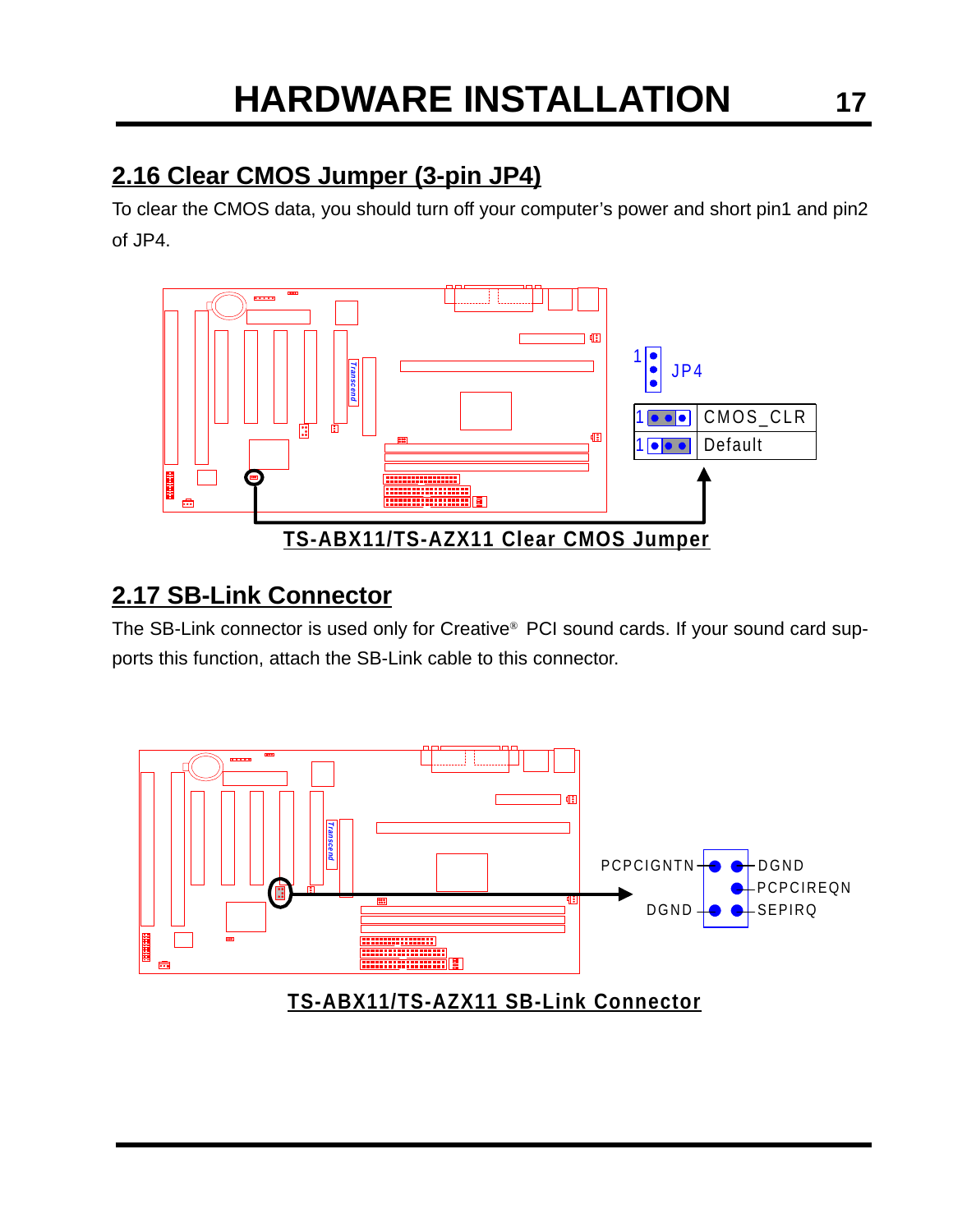## 2.16 Clear CMOS Jumper (3-pin JP4)

To clear the CMOS data, you should turn off your computer's power and short pin1 and pin2 of JP4.

1 JP4

1 CMOS_CLR

1 Default

**TS-ABX11/TS-AZX11 Clear CMOS Jumper**

## 2.17 SB-Link Connector

The SB-Link connector is used only for Creative® PCI sound cards. If your sound card supports this function, attach the SB-Link cable to this connector.

PCPCIGNTN

DGND

PCPCIREQN

DGND

SEPIRQ

**TS-ABX11/TS-AZX11 SB-Link Connector**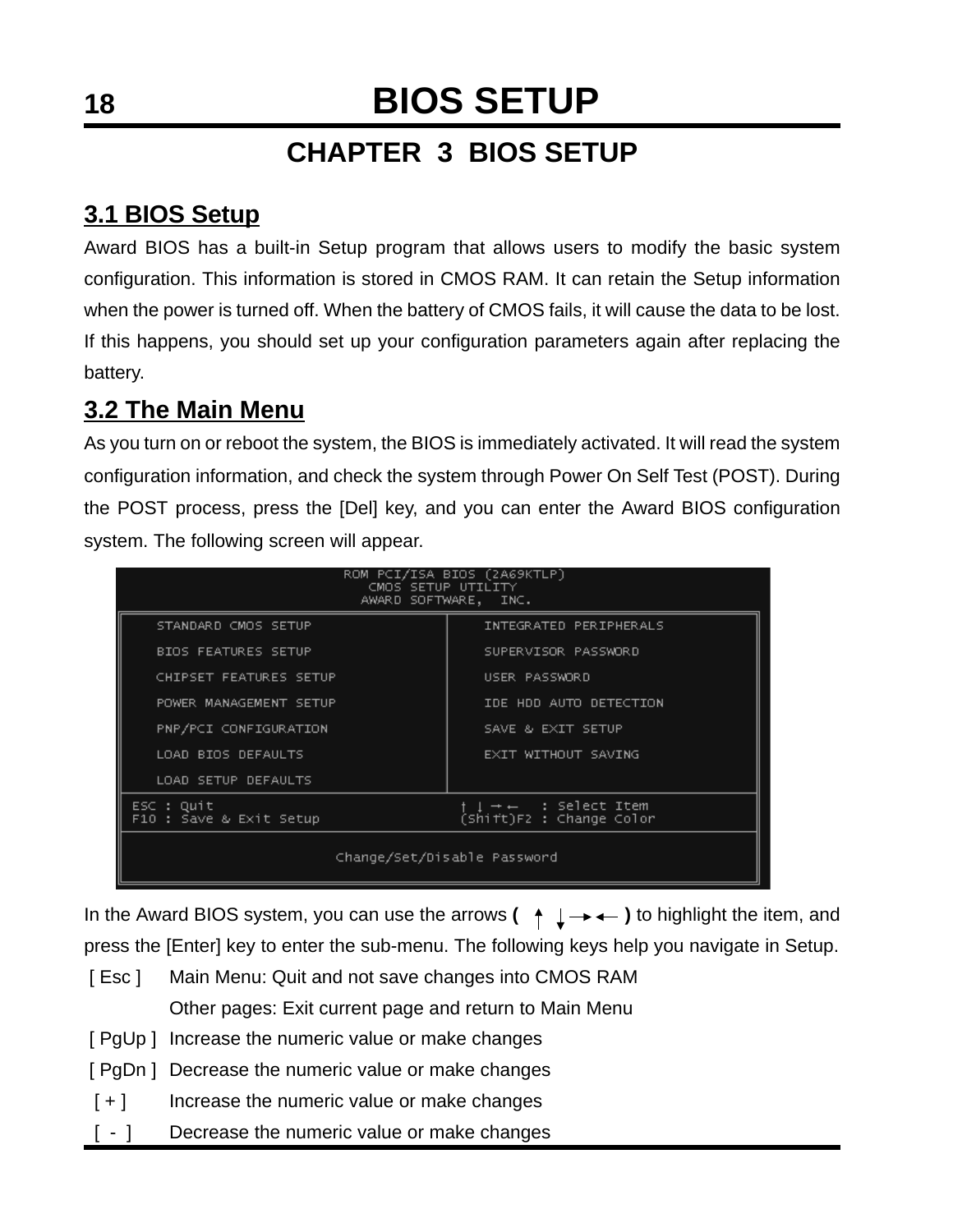# CHAPTER 3 BIOS SETUP

## 3.1 BIOS Setup

Award BIOS has a built-in Setup program that allows users to modify the basic system configuration. This information is stored in CMOS RAM. It can retain the Setup information when the power is turned off. When the battery of CMOS fails, it will cause the data to be lost. If this happens, you should set up your configuration parameters again after replacing the battery.

## 3.2 The Main Menu

As you turn on or reboot the system, the BIOS is immediately activated. It will read the system configuration information, and check the system through Power On Self Test (POST). During the POST process, press the [Del] key, and you can enter the Award BIOS configuration system. The following screen will appear.

```
                    ROM PCI/ISA BIOS (2A69KTLP)
                        CMOS SETUP UTILITY
                      AWARD SOFTWARE,  INC.

    STANDARD CMOS SETUP              INTEGRATED PERIPHERALS
    BIOS FEATURES SETUP              SUPERVISOR PASSWORD
    CHIPSET FEATURES SETUP           USER PASSWORD
    POWER MANAGEMENT SETUP           IDE HDD AUTO DETECTION
    PNP/PCI CONFIGURATION            SAVE & EXIT SETUP
    LOAD BIOS DEFAULTS               EXIT WITHOUT SAVING
    LOAD SETUP DEFAULTS

 ESC : Quit                          ↑ ↓ → ←   : Select Item
 F10 : Save & Exit Setup             (Shift)F2 : Change Color

                   Change/Set/Disable Password
```

In the Award BIOS system, you can use the arrows **( ↑ ↓ → ← )** to highlight the item, and press the [Enter] key to enter the sub-menu. The following keys help you navigate in Setup.

| | |
|---|---|
| [ Esc ] | Main Menu: Quit and not save changes into CMOS RAM |
| | Other pages: Exit current page and return to Main Menu |
| [ PgUp ] | Increase the numeric value or make changes |
| [ PgDn ] | Decrease the numeric value or make changes |
| [ + ] | Increase the numeric value or make changes |
| [ - ] | Decrease the numeric value or make changes |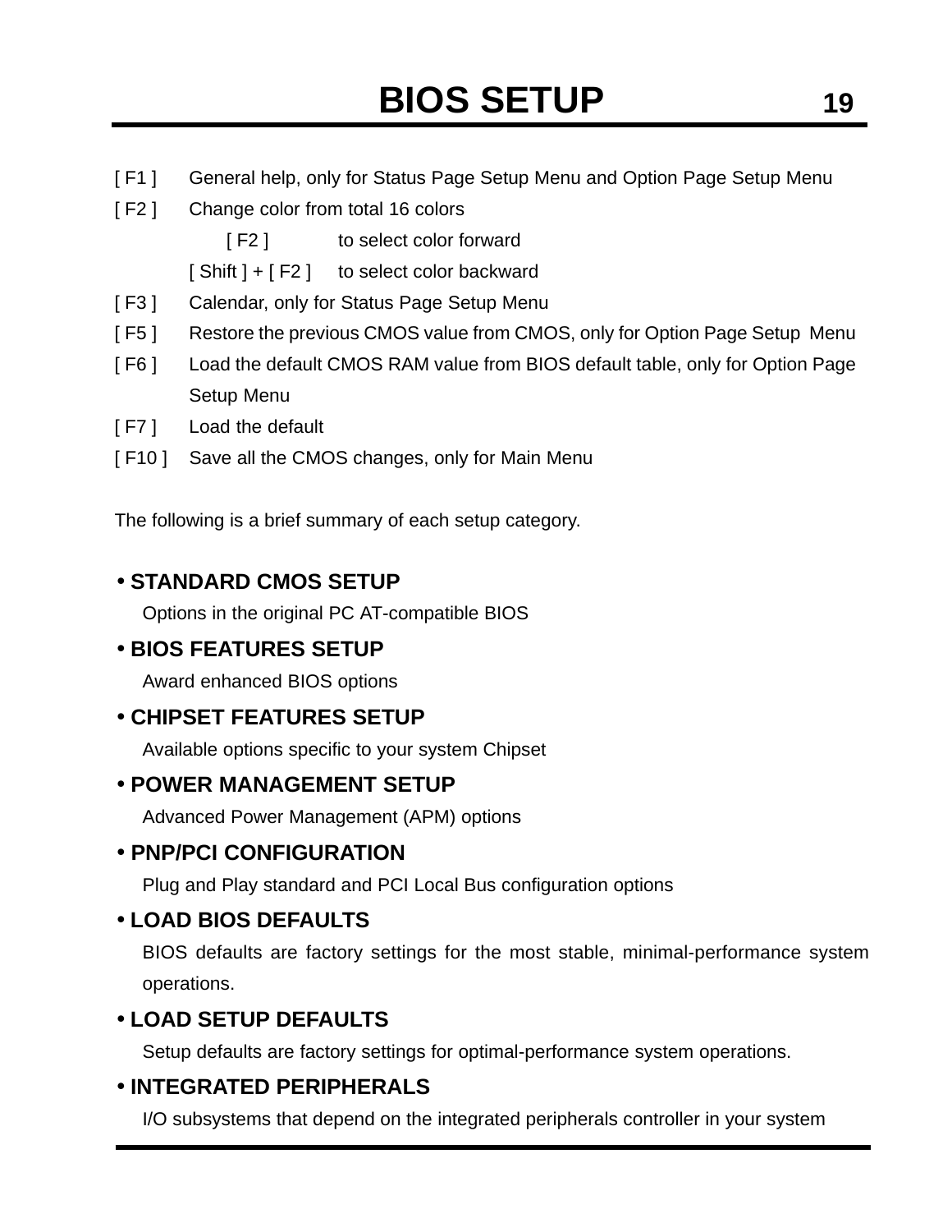| | |
|---|---|
| [ F1 ] | General help, only for Status Page Setup Menu and Option Page Setup Menu |
| [ F2 ] | Change color from total 16 colors<br>[ F2 ] to select color forward<br>[ Shift ] + [ F2 ] to select color backward |
| [ F3 ] | Calendar, only for Status Page Setup Menu |
| [ F5 ] | Restore the previous CMOS value from CMOS, only for Option Page Setup Menu |
| [ F6 ] | Load the default CMOS RAM value from BIOS default table, only for Option Page Setup Menu |
| [ F7 ] | Load the default |
| [ F10 ] | Save all the CMOS changes, only for Main Menu |

The following is a brief summary of each setup category.

- **STANDARD CMOS SETUP**

  Options in the original PC AT-compatible BIOS

- **BIOS FEATURES SETUP**

  Award enhanced BIOS options

- **CHIPSET FEATURES SETUP**

  Available options specific to your system Chipset

- **POWER MANAGEMENT SETUP**

  Advanced Power Management (APM) options

- **PNP/PCI CONFIGURATION**

  Plug and Play standard and PCI Local Bus configuration options

- **LOAD BIOS DEFAULTS**

  BIOS defaults are factory settings for the most stable, minimal-performance system operations.

- **LOAD SETUP DEFAULTS**

  Setup defaults are factory settings for optimal-performance system operations.

- **INTEGRATED PERIPHERALS**

  I/O subsystems that depend on the integrated peripherals controller in your system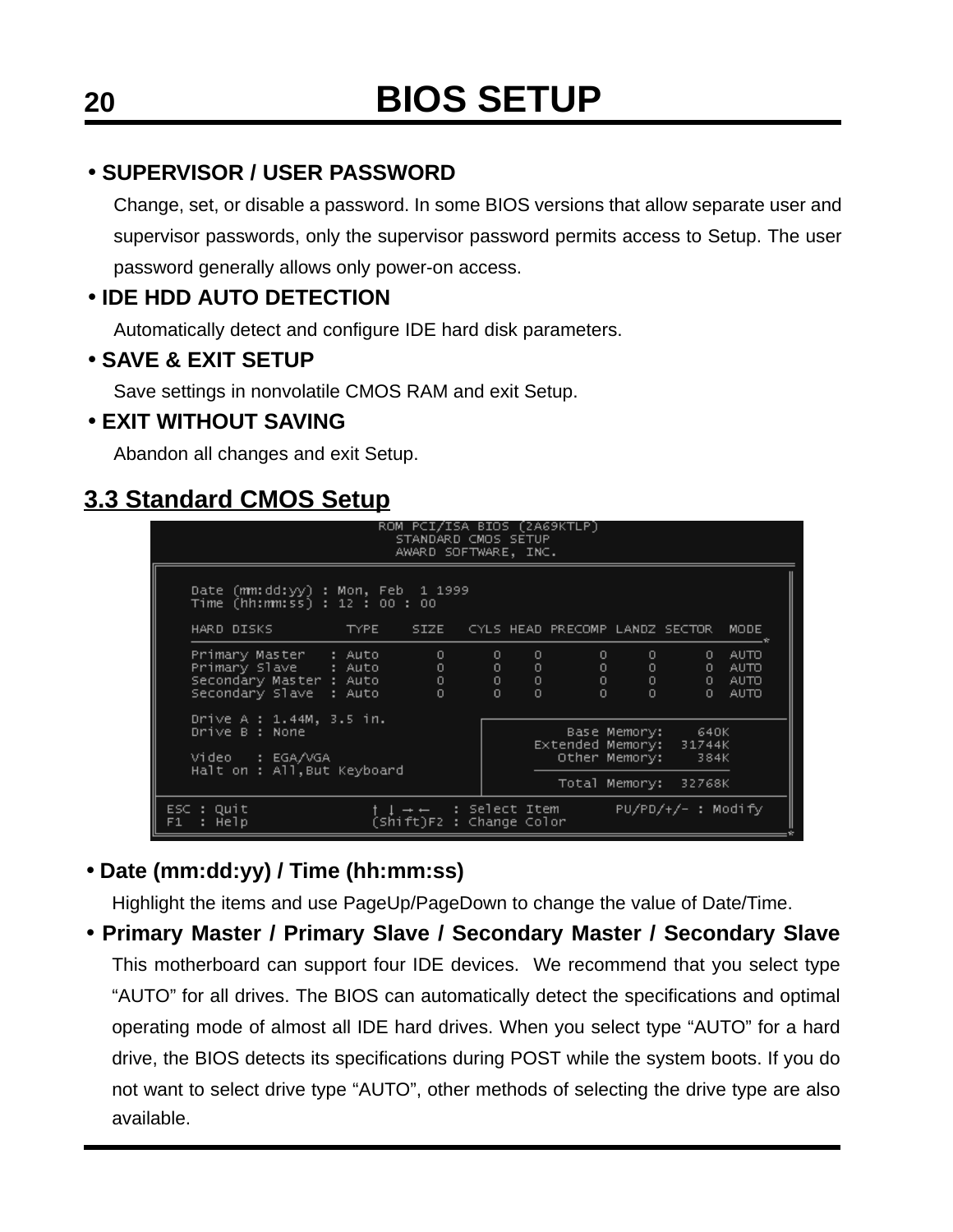- **SUPERVISOR / USER PASSWORD**

  Change, set, or disable a password. In some BIOS versions that allow separate user and supervisor passwords, only the supervisor password permits access to Setup. The user password generally allows only power-on access.

- **IDE HDD AUTO DETECTION**

  Automatically detect and configure IDE hard disk parameters.

- **SAVE & EXIT SETUP**

  Save settings in nonvolatile CMOS RAM and exit Setup.

- **EXIT WITHOUT SAVING**

  Abandon all changes and exit Setup.

## 3.3 Standard CMOS Setup

```
ROM PCI/ISA BIOS (2A69KTLP)
STANDARD CMOS SETUP
AWARD SOFTWARE, INC.

Date (mm:dd:yy) : Mon, Feb  1 1999
Time (hh:mm:ss) : 12 : 00 : 00

HARD DISKS          TYPE    SIZE   CYLS HEAD PRECOMP LANDZ SECTOR  MODE
Primary Master   : Auto       0       0    0       0     0      0  AUTO
Primary Slave    : Auto       0       0    0       0     0      0  AUTO
Secondary Master : Auto       0       0    0       0     0      0  AUTO
Secondary Slave  : Auto       0       0    0       0     0      0  AUTO

Drive A : 1.44M, 3.5 in.
Drive B : None                              Base Memory:     640K
                                        Extended Memory:   31744K
Video   : EGA/VGA                          Other Memory:     384K
Halt on : All,But Keyboard
                                           Total Memory:   32768K

ESC : Quit            ↑ ↓ → ←   : Select Item       PU/PD/+/- : Modify
F1  : Help            (Shift)F2 : Change Color
```

- **Date (mm:dd:yy) / Time (hh:mm:ss)**

  Highlight the items and use PageUp/PageDown to change the value of Date/Time.

- **Primary Master / Primary Slave / Secondary Master / Secondary Slave**

  This motherboard can support four IDE devices. We recommend that you select type "AUTO" for all drives. The BIOS can automatically detect the specifications and optimal operating mode of almost all IDE hard drives. When you select type "AUTO" for a hard drive, the BIOS detects its specifications during POST while the system boots. If you do not want to select drive type "AUTO", other methods of selecting the drive type are also available.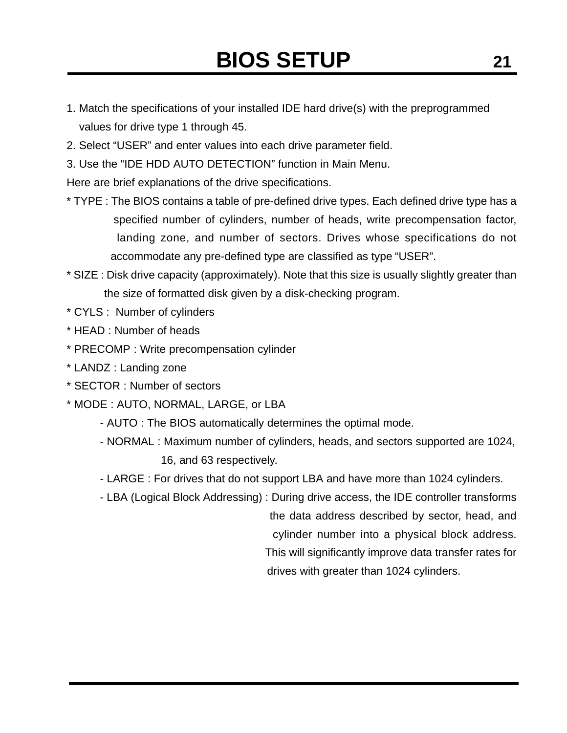1. Match the specifications of your installed IDE hard drive(s) with the preprogrammed values for drive type 1 through 45.
2. Select “USER” and enter values into each drive parameter field.
3. Use the “IDE HDD AUTO DETECTION” function in Main Menu.

Here are brief explanations of the drive specifications.

* TYPE : The BIOS contains a table of pre-defined drive types. Each defined drive type has a specified number of cylinders, number of heads, write precompensation factor, landing zone, and number of sectors. Drives whose specifications do not accommodate any pre-defined type are classified as type “USER”.
* SIZE : Disk drive capacity (approximately). Note that this size is usually slightly greater than the size of formatted disk given by a disk-checking program.
* CYLS : Number of cylinders
* HEAD : Number of heads
* PRECOMP : Write precompensation cylinder
* LANDZ : Landing zone
* SECTOR : Number of sectors
* MODE : AUTO, NORMAL, LARGE, or LBA
    - AUTO : The BIOS automatically determines the optimal mode.
    - NORMAL : Maximum number of cylinders, heads, and sectors supported are 1024, 16, and 63 respectively.
    - LARGE : For drives that do not support LBA and have more than 1024 cylinders.
    - LBA (Logical Block Addressing) : During drive access, the IDE controller transforms the data address described by sector, head, and cylinder number into a physical block address. This will significantly improve data transfer rates for drives with greater than 1024 cylinders.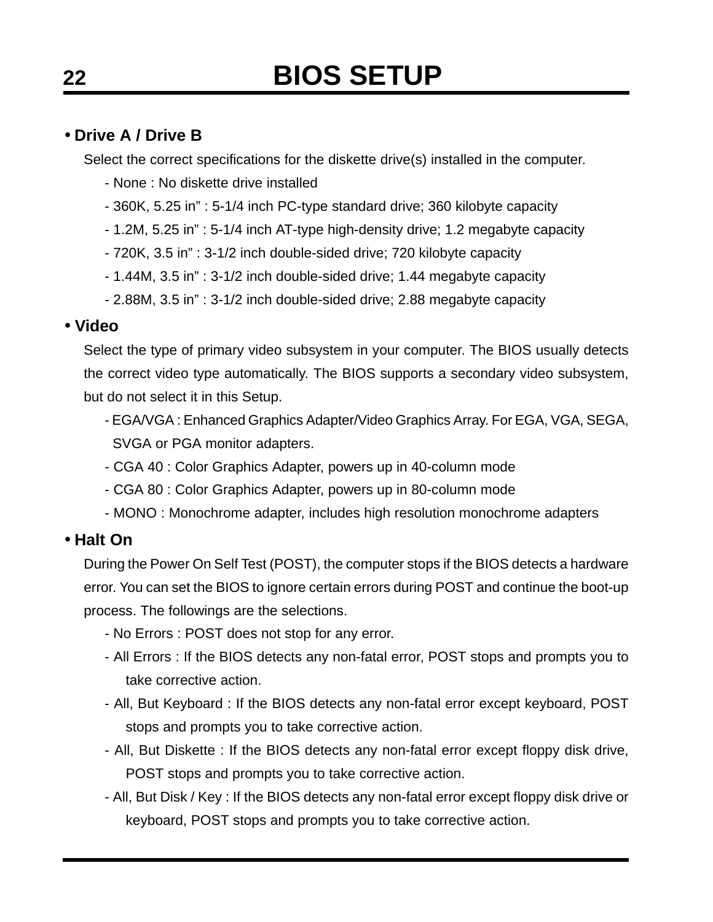- **Drive A / Drive B**

  Select the correct specifications for the diskette drive(s) installed in the computer.

  - None : No diskette drive installed
  - 360K, 5.25 in" : 5-1/4 inch PC-type standard drive; 360 kilobyte capacity
  - 1.2M, 5.25 in" : 5-1/4 inch AT-type high-density drive; 1.2 megabyte capacity
  - 720K, 3.5 in" : 3-1/2 inch double-sided drive; 720 kilobyte capacity
  - 1.44M, 3.5 in" : 3-1/2 inch double-sided drive; 1.44 megabyte capacity
  - 2.88M, 3.5 in" : 3-1/2 inch double-sided drive; 2.88 megabyte capacity

- **Video**

  Select the type of primary video subsystem in your computer. The BIOS usually detects the correct video type automatically. The BIOS supports a secondary video subsystem, but do not select it in this Setup.

  - EGA/VGA : Enhanced Graphics Adapter/Video Graphics Array. For EGA, VGA, SEGA, SVGA or PGA monitor adapters.
  - CGA 40 : Color Graphics Adapter, powers up in 40-column mode
  - CGA 80 : Color Graphics Adapter, powers up in 80-column mode
  - MONO : Monochrome adapter, includes high resolution monochrome adapters

- **Halt On**

  During the Power On Self Test (POST), the computer stops if the BIOS detects a hardware error. You can set the BIOS to ignore certain errors during POST and continue the boot-up process. The followings are the selections.

  - No Errors : POST does not stop for any error.
  - All Errors : If the BIOS detects any non-fatal error, POST stops and prompts you to take corrective action.
  - All, But Keyboard : If the BIOS detects any non-fatal error except keyboard, POST stops and prompts you to take corrective action.
  - All, But Diskette : If the BIOS detects any non-fatal error except floppy disk drive, POST stops and prompts you to take corrective action.
  - All, But Disk / Key : If the BIOS detects any non-fatal error except floppy disk drive or keyboard, POST stops and prompts you to take corrective action.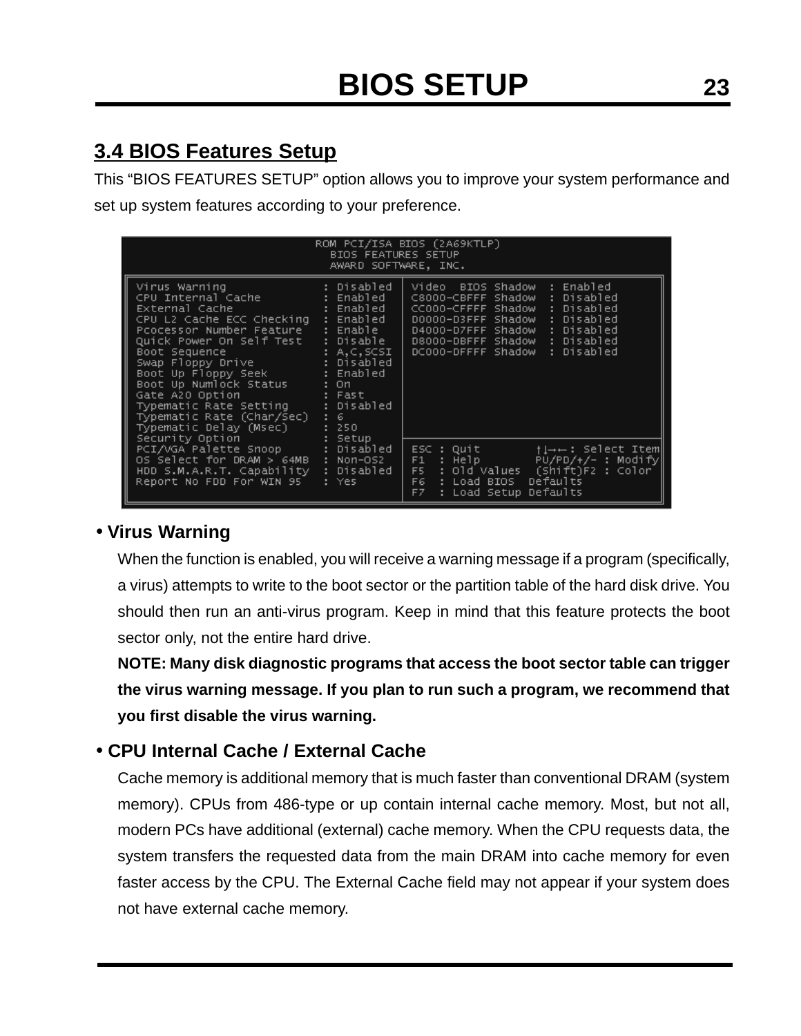## 3.4 BIOS Features Setup

This "BIOS FEATURES SETUP" option allows you to improve your system performance and set up system features according to your preference.

```
                         ROM PCI/ISA BIOS (2A69KTLP)
                            BIOS FEATURES SETUP
                            AWARD SOFTWARE, INC.

Virus Warning              : Disabled   Video  BIOS Shadow  : Enabled
CPU Internal Cache         : Enabled    C8000-CBFFF Shadow  : Disabled
External Cache             : Enabled    CC000-CFFFF Shadow  : Disabled
CPU L2 Cache ECC Checking  : Enabled    D0000-D3FFF Shadow  : Disabled
Pcocessor Number Feature   : Enable     D4000-D7FFF Shadow  : Disabled
Quick Power On Self Test   : Disable    D8000-DBFFF Shadow  : Disabled
Boot Sequence              : A,C,SCSI   DC000-DFFFF Shadow  : Disabled
Swap Floppy Drive          : Disabled
Boot Up Floppy Seek        : Enabled
Boot Up Numlock Status     : On
Gate A20 Option            : Fast
Typematic Rate Setting     : Disabled
Typematic Rate (Char/Sec)  : 6
Typematic Delay (Msec)     : 250
Security Option            : Setup
PCI/VGA Palette Snoop      : Disabled   ESC : Quit       ↑↓→← : Select Item
OS Select for DRAM > 64MB  : Non-OS2    F1  : Help       PU/PD/+/- : Modify
HDD S.M.A.R.T. Capability  : Disabled   F5  : Old Values  (Shift)F2 : Color
Report No FDD For WIN 95   : Yes        F6  : Load BIOS  Defaults
                                        F7  : Load Setup Defaults
```

- **Virus Warning**

  When the function is enabled, you will receive a warning message if a program (specifically, a virus) attempts to write to the boot sector or the partition table of the hard disk drive. You should then run an anti-virus program. Keep in mind that this feature protects the boot sector only, not the entire hard drive.

  **NOTE: Many disk diagnostic programs that access the boot sector table can trigger the virus warning message. If you plan to run such a program, we recommend that you first disable the virus warning.**

- **CPU Internal Cache / External Cache**

  Cache memory is additional memory that is much faster than conventional DRAM (system memory). CPUs from 486-type or up contain internal cache memory. Most, but not all, modern PCs have additional (external) cache memory. When the CPU requests data, the system transfers the requested data from the main DRAM into cache memory for even faster access by the CPU. The External Cache field may not appear if your system does not have external cache memory.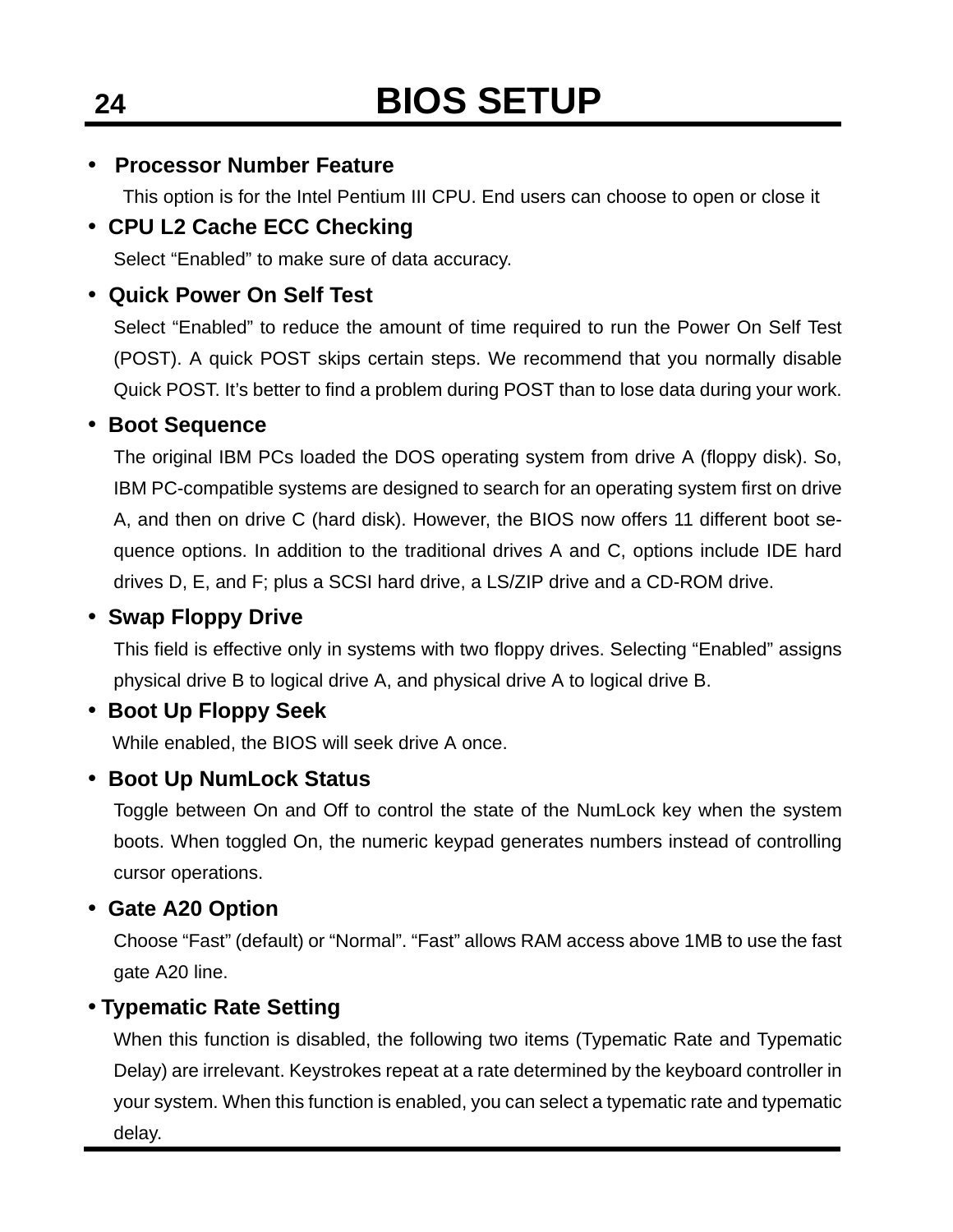- **Processor Number Feature**

  This option is for the Intel Pentium III CPU. End users can choose to open or close it

- **CPU L2 Cache ECC Checking**

  Select “Enabled” to make sure of data accuracy.

- **Quick Power On Self Test**

  Select “Enabled” to reduce the amount of time required to run the Power On Self Test (POST). A quick POST skips certain steps. We recommend that you normally disable Quick POST. It’s better to find a problem during POST than to lose data during your work.

- **Boot Sequence**

  The original IBM PCs loaded the DOS operating system from drive A (floppy disk). So, IBM PC-compatible systems are designed to search for an operating system first on drive A, and then on drive C (hard disk). However, the BIOS now offers 11 different boot sequence options. In addition to the traditional drives A and C, options include IDE hard drives D, E, and F; plus a SCSI hard drive, a LS/ZIP drive and a CD-ROM drive.

- **Swap Floppy Drive**

  This field is effective only in systems with two floppy drives. Selecting “Enabled” assigns physical drive B to logical drive A, and physical drive A to logical drive B.

- **Boot Up Floppy Seek**

  While enabled, the BIOS will seek drive A once.

- **Boot Up NumLock Status**

  Toggle between On and Off to control the state of the NumLock key when the system boots. When toggled On, the numeric keypad generates numbers instead of controlling cursor operations.

- **Gate A20 Option**

  Choose “Fast” (default) or “Normal”. “Fast” allows RAM access above 1MB to use the fast gate A20 line.

- **Typematic Rate Setting**

  When this function is disabled, the following two items (Typematic Rate and Typematic Delay) are irrelevant. Keystrokes repeat at a rate determined by the keyboard controller in your system. When this function is enabled, you can select a typematic rate and typematic delay.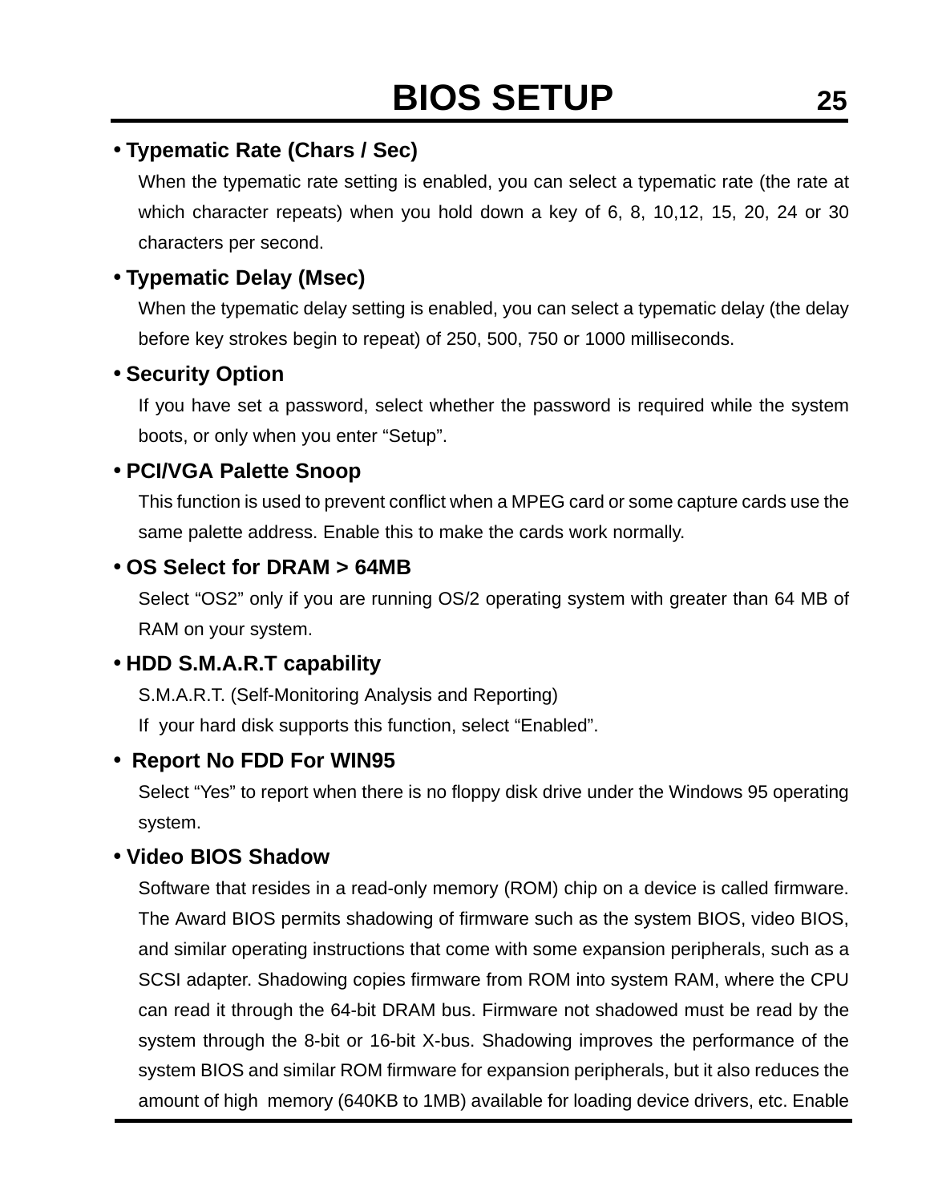- **Typematic Rate (Chars / Sec)**

  When the typematic rate setting is enabled, you can select a typematic rate (the rate at which character repeats) when you hold down a key of 6, 8, 10,12, 15, 20, 24 or 30 characters per second.

- **Typematic Delay (Msec)**

  When the typematic delay setting is enabled, you can select a typematic delay (the delay before key strokes begin to repeat) of 250, 500, 750 or 1000 milliseconds.

- **Security Option**

  If you have set a password, select whether the password is required while the system boots, or only when you enter “Setup”.

- **PCI/VGA Palette Snoop**

  This function is used to prevent conflict when a MPEG card or some capture cards use the same palette address. Enable this to make the cards work normally.

- **OS Select for DRAM > 64MB**

  Select “OS2” only if you are running OS/2 operating system with greater than 64 MB of RAM on your system.

- **HDD S.M.A.R.T capability**

  S.M.A.R.T. (Self-Monitoring Analysis and Reporting)
  If your hard disk supports this function, select “Enabled”.

- **Report No FDD For WIN95**

  Select “Yes” to report when there is no floppy disk drive under the Windows 95 operating system.

- **Video BIOS Shadow**

  Software that resides in a read-only memory (ROM) chip on a device is called firmware. The Award BIOS permits shadowing of firmware such as the system BIOS, video BIOS, and similar operating instructions that come with some expansion peripherals, such as a SCSI adapter. Shadowing copies firmware from ROM into system RAM, where the CPU can read it through the 64-bit DRAM bus. Firmware not shadowed must be read by the system through the 8-bit or 16-bit X-bus. Shadowing improves the performance of the system BIOS and similar ROM firmware for expansion peripherals, but it also reduces the amount of high memory (640KB to 1MB) available for loading device drivers, etc. Enable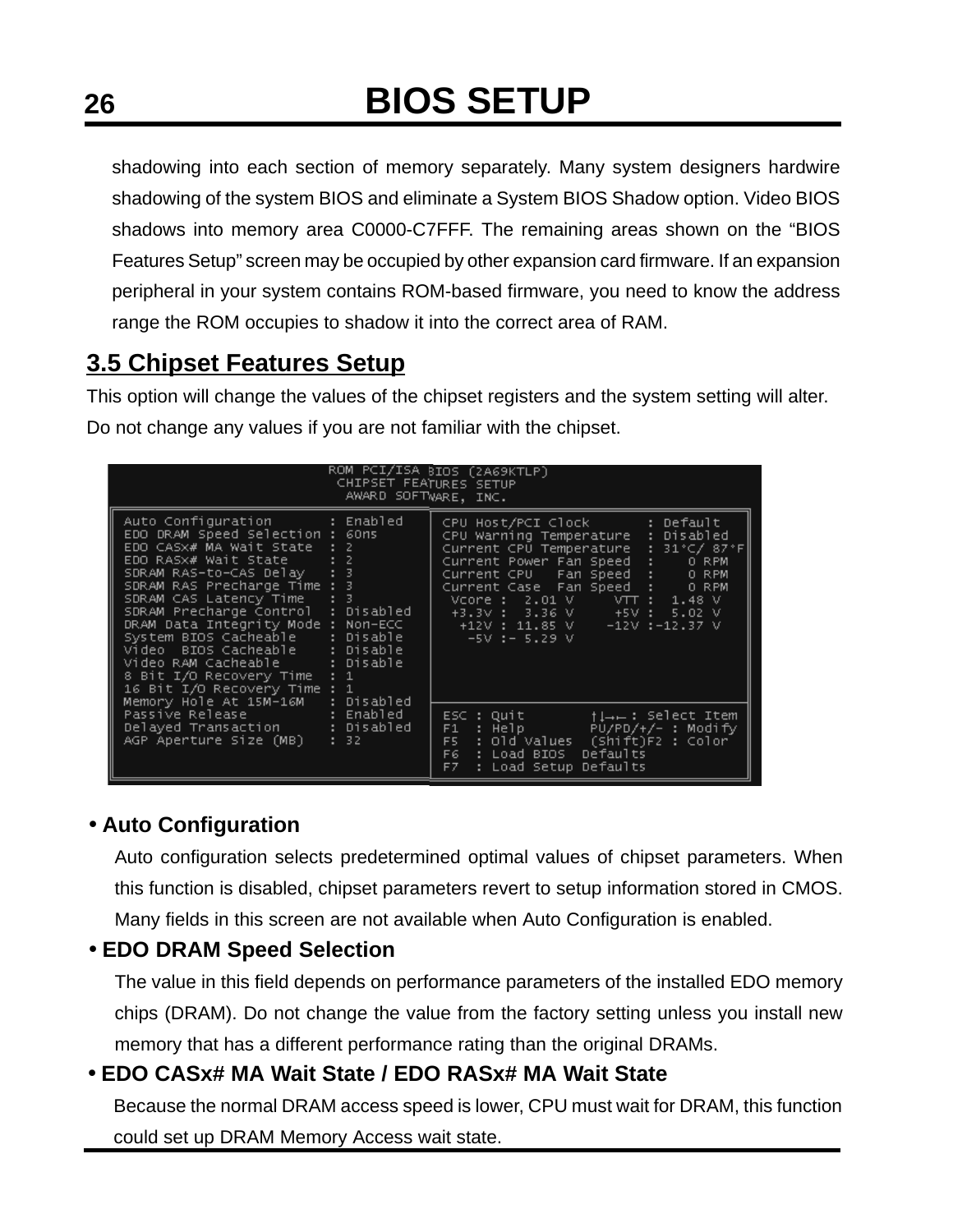shadowing into each section of memory separately. Many system designers hardwire shadowing of the system BIOS and eliminate a System BIOS Shadow option. Video BIOS shadows into memory area C0000-C7FFF. The remaining areas shown on the "BIOS Features Setup" screen may be occupied by other expansion card firmware. If an expansion peripheral in your system contains ROM-based firmware, you need to know the address range the ROM occupies to shadow it into the correct area of RAM.

## 3.5 Chipset Features Setup

This option will change the values of the chipset registers and the system setting will alter. Do not change any values if you are not familiar with the chipset.

```
ROM PCI/ISA BIOS (2A69KTLP)
CHIPSET FEATURES SETUP
AWARD SOFTWARE, INC.

Auto Configuration        : Enabled     CPU Host/PCI Clock        : Default
EDO DRAM Speed Selection  : 60ns        CPU Warning Temperature   : Disabled
EDO CASx# MA Wait State   : 2           Current CPU Temperature   : 31°C/ 87°F
EDO RASx# Wait State      : 2           Current Power Fan Speed   :    0 RPM
SDRAM RAS-to-CAS Delay    : 3           Current CPU   Fan Speed   :    0 RPM
SDRAM RAS Precharge Time  : 3           Current Case  Fan Speed   :    0 RPM
SDRAM CAS Latency Time    : 3            Vcore :  2.01 V      VTT :  1.48 V
SDRAM Precharge Control   : Disabled     +3.3V :  3.36 V      +5V :  5.02 V
DRAM Data Integrity Mode  : Non-ECC       +12V : 11.85 V     -12V :-12.37 V
System BIOS Cacheable     : Disable         -5V :- 5.29 V
Video  BIOS Cacheable     : Disable
Video RAM Cacheable       : Disable
8 Bit I/O Recovery Time   : 1
16 Bit I/O Recovery Time  : 1
Memory Hole At 15M-16M    : Disabled
Passive Release           : Enabled     ESC : Quit        ↑↓→← : Select Item
Delayed Transaction       : Disabled    F1  : Help        PU/PD/+/- : Modify
AGP Aperture Size (MB)    : 32          F5  : Old Values  (Shift)F2 : Color
                                        F6  : Load BIOS  Defaults
                                        F7  : Load Setup Defaults
```

- **Auto Configuration**

  Auto configuration selects predetermined optimal values of chipset parameters. When this function is disabled, chipset parameters revert to setup information stored in CMOS. Many fields in this screen are not available when Auto Configuration is enabled.

- **EDO DRAM Speed Selection**

  The value in this field depends on performance parameters of the installed EDO memory chips (DRAM). Do not change the value from the factory setting unless you install new memory that has a different performance rating than the original DRAMs.

- **EDO CASx# MA Wait State / EDO RASx# MA Wait State**

  Because the normal DRAM access speed is lower, CPU must wait for DRAM, this function could set up DRAM Memory Access wait state.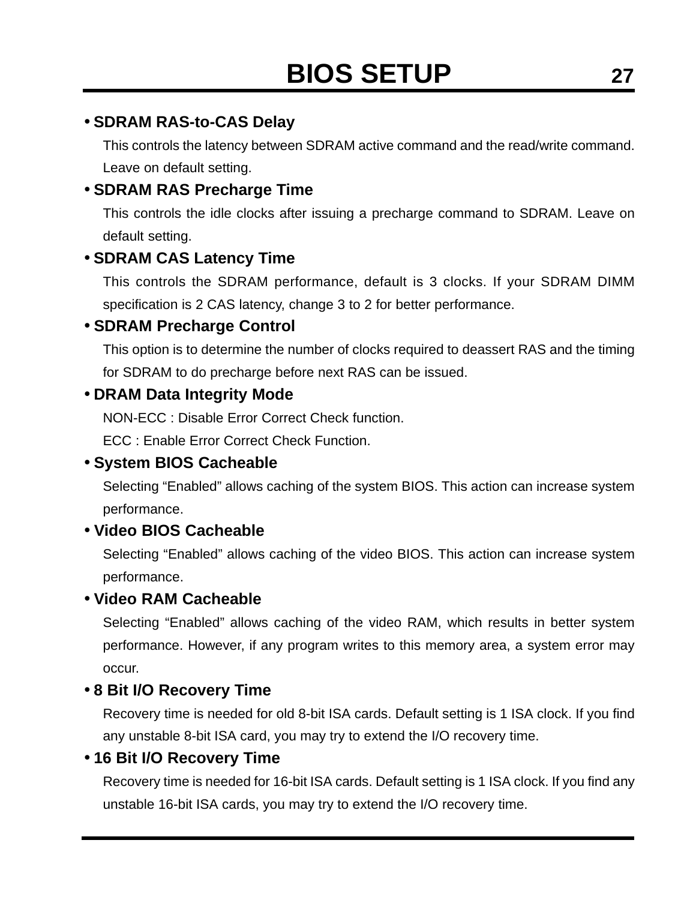- **SDRAM RAS-to-CAS Delay**

  This controls the latency between SDRAM active command and the read/write command. Leave on default setting.

- **SDRAM RAS Precharge Time**

  This controls the idle clocks after issuing a precharge command to SDRAM. Leave on default setting.

- **SDRAM CAS Latency Time**

  This controls the SDRAM performance, default is 3 clocks. If your SDRAM DIMM specification is 2 CAS latency, change 3 to 2 for better performance.

- **SDRAM Precharge Control**

  This option is to determine the number of clocks required to deassert RAS and the timing for SDRAM to do precharge before next RAS can be issued.

- **DRAM Data Integrity Mode**

  NON-ECC : Disable Error Correct Check function.

  ECC : Enable Error Correct Check Function.

- **System BIOS Cacheable**

  Selecting “Enabled” allows caching of the system BIOS. This action can increase system performance.

- **Video BIOS Cacheable**

  Selecting “Enabled” allows caching of the video BIOS. This action can increase system performance.

- **Video RAM Cacheable**

  Selecting “Enabled” allows caching of the video RAM, which results in better system performance. However, if any program writes to this memory area, a system error may occur.

- **8 Bit I/O Recovery Time**

  Recovery time is needed for old 8-bit ISA cards. Default setting is 1 ISA clock. If you find any unstable 8-bit ISA card, you may try to extend the I/O recovery time.

- **16 Bit I/O Recovery Time**

  Recovery time is needed for 16-bit ISA cards. Default setting is 1 ISA clock. If you find any unstable 16-bit ISA cards, you may try to extend the I/O recovery time.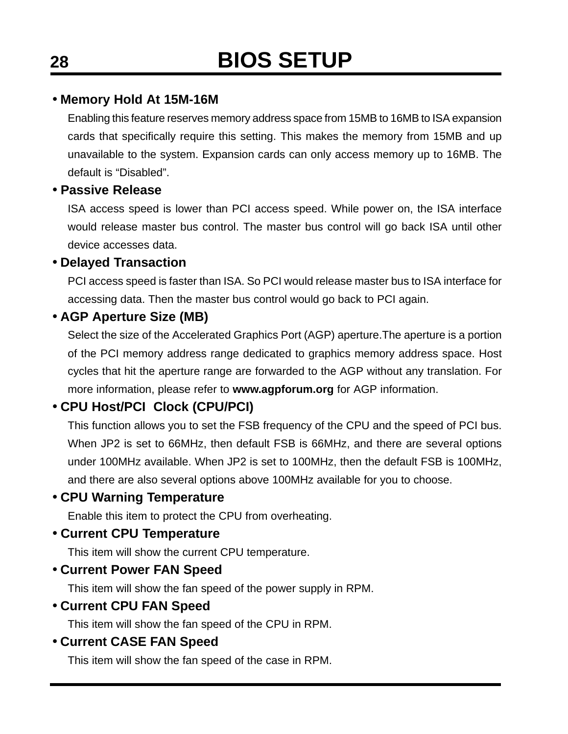- **Memory Hold At 15M-16M**

  Enabling this feature reserves memory address space from 15MB to 16MB to ISA expansion cards that specifically require this setting. This makes the memory from 15MB and up unavailable to the system. Expansion cards can only access memory up to 16MB. The default is “Disabled”.

- **Passive Release**

  ISA access speed is lower than PCI access speed. While power on, the ISA interface would release master bus control. The master bus control will go back ISA until other device accesses data.

- **Delayed Transaction**

  PCI access speed is faster than ISA. So PCI would release master bus to ISA interface for accessing data. Then the master bus control would go back to PCI again.

- **AGP Aperture Size (MB)**

  Select the size of the Accelerated Graphics Port (AGP) aperture.The aperture is a portion of the PCI memory address range dedicated to graphics memory address space. Host cycles that hit the aperture range are forwarded to the AGP without any translation. For more information, please refer to **www.agpforum.org** for AGP information.

- **CPU Host/PCI  Clock (CPU/PCI)**

  This function allows you to set the FSB frequency of the CPU and the speed of PCI bus. When JP2 is set to 66MHz, then default FSB is 66MHz, and there are several options under 100MHz available. When JP2 is set to 100MHz, then the default FSB is 100MHz, and there are also several options above 100MHz available for you to choose.

- **CPU Warning Temperature**

  Enable this item to protect the CPU from overheating.

- **Current CPU Temperature**

  This item will show the current CPU temperature.

- **Current Power FAN Speed**

  This item will show the fan speed of the power supply in RPM.

- **Current CPU FAN Speed**

  This item will show the fan speed of the CPU in RPM.

- **Current CASE FAN Speed**

  This item will show the fan speed of the case in RPM.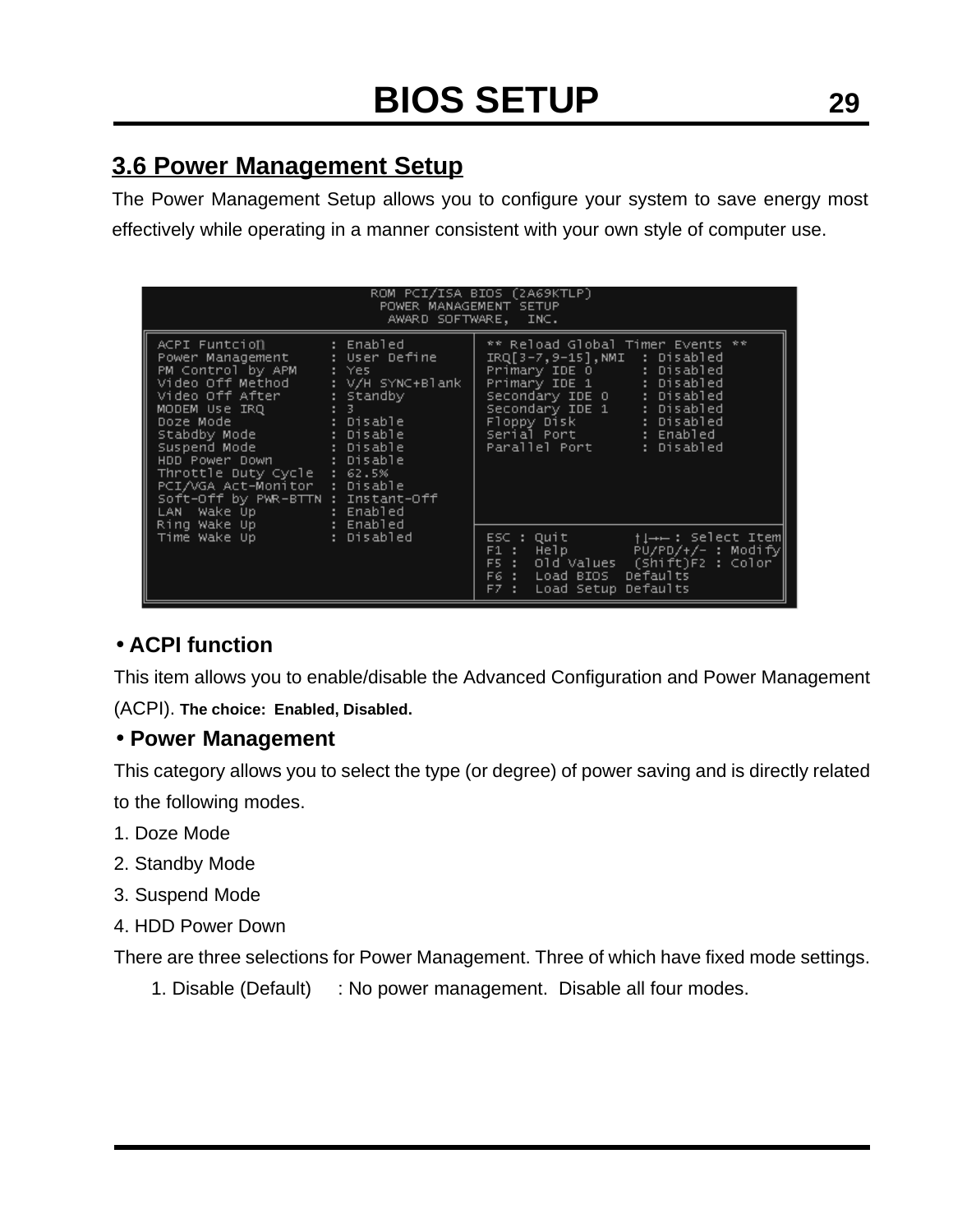## 3.6 Power Management Setup

The Power Management Setup allows you to configure your system to save energy most effectively while operating in a manner consistent with your own style of computer use.

```
                    ROM PCI/ISA BIOS (2A69KTLP)
                     POWER MANAGEMENT SETUP
                      AWARD SOFTWARE,  INC.

ACPI Funtcion          : Enabled          ** Reload Global Timer Events **
Power Management       : User Define      IRQ[3-7,9-15],NMI  : Disabled
PM Control by APM      : Yes              Primary IDE 0      : Disabled
Video Off Method       : V/H SYNC+Blank   Primary IDE 1      : Disabled
Video Off After        : Standby          Secondary IDE 0    : Disabled
MODEM Use IRQ          : 3                Secondary IDE 1    : Disabled
Doze Mode              : Disable          Floppy Disk        : Disabled
Stabdby Mode           : Disable          Serial Port        : Enabled
Suspend Mode           : Disable          Parallel Port      : Disabled
HDD Power Down         : Disable
Throttle Duty Cycle    : 62.5%
PCI/VGA Act-Monitor    : Disable
Soft-Off by PWR-BTTN   : Instant-Off
LAN  Wake Up           : Enabled
Ring Wake Up           : Enabled
Time Wake Up           : Disabled         ESC : Quit        ↑↓→← : Select Item
                                          F1 :  Help        PU/PD/+/- : Modify
                                          F5 :  Old Values  (Shift)F2 : Color
                                          F6 :  Load BIOS  Defaults
                                          F7 :  Load Setup Defaults
```

- **ACPI function**

This item allows you to enable/disable the Advanced Configuration and Power Management (ACPI). **The choice: Enabled, Disabled.**

- **Power Management**

This category allows you to select the type (or degree) of power saving and is directly related to the following modes.

1. Doze Mode
2. Standby Mode
3. Suspend Mode
4. HDD Power Down

There are three selections for Power Management. Three of which have fixed mode settings.

1. Disable (Default) : No power management. Disable all four modes.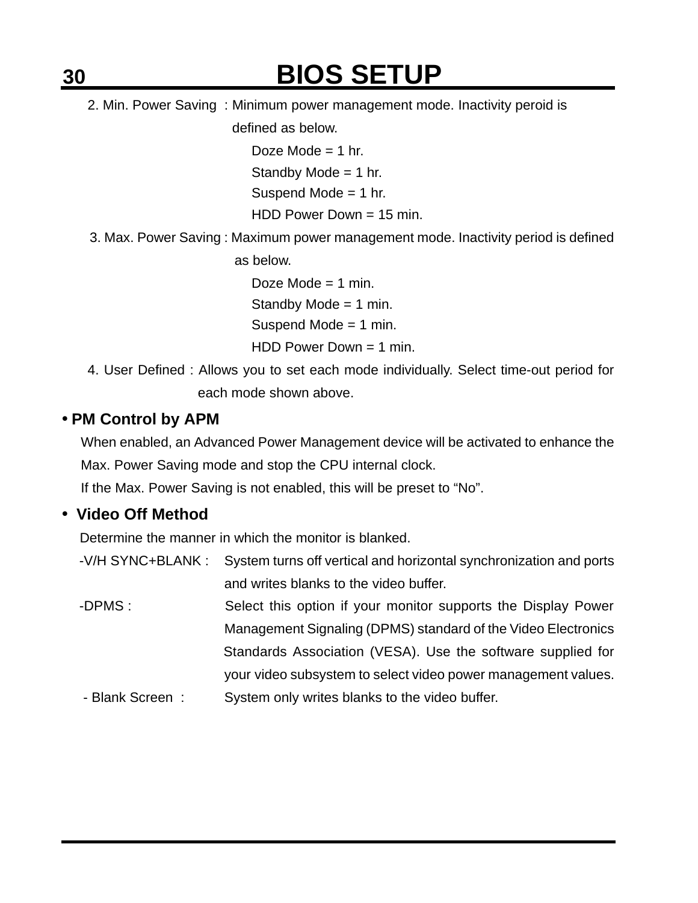2. Min. Power Saving : Minimum power management mode. Inactivity peroid is defined as below.

Doze Mode = 1 hr.
Standby Mode = 1 hr.
Suspend Mode = 1 hr.
HDD Power Down = 15 min.

3. Max. Power Saving : Maximum power management mode. Inactivity period is defined as below.

Doze Mode = 1 min.
Standby Mode = 1 min.
Suspend Mode = 1 min.
HDD Power Down = 1 min.

4. User Defined : Allows you to set each mode individually. Select time-out period for each mode shown above.

- **PM Control by APM**

When enabled, an Advanced Power Management device will be activated to enhance the Max. Power Saving mode and stop the CPU internal clock.
If the Max. Power Saving is not enabled, this will be preset to “No”.

- **Video Off Method**

Determine the manner in which the monitor is blanked.

-V/H SYNC+BLANK : System turns off vertical and horizontal synchronization and ports and writes blanks to the video buffer.

-DPMS : Select this option if your monitor supports the Display Power Management Signaling (DPMS) standard of the Video Electronics Standards Association (VESA). Use the software supplied for your video subsystem to select video power management values.

- Blank Screen : System only writes blanks to the video buffer.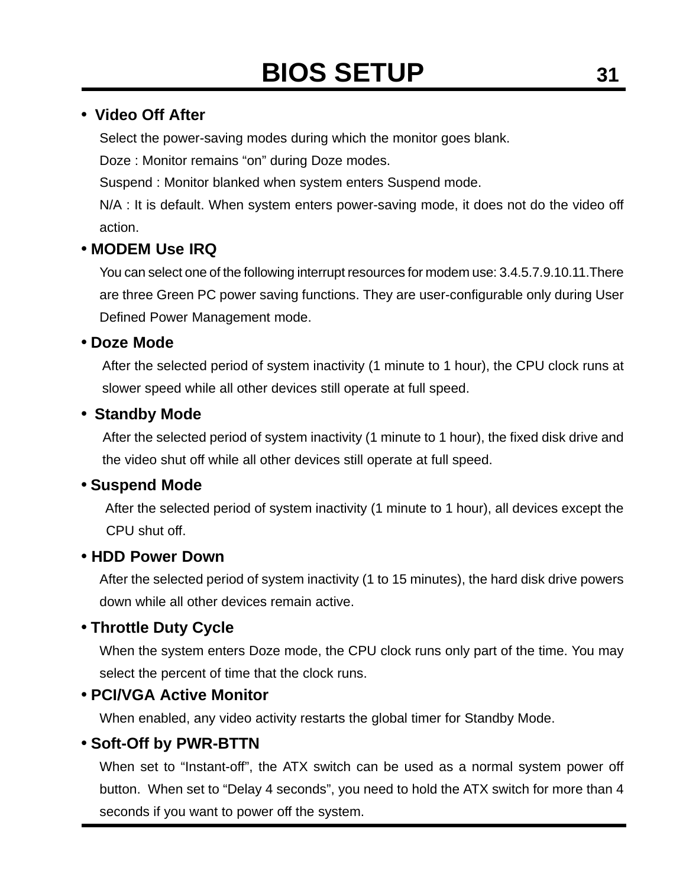- **Video Off After**

  Select the power-saving modes during which the monitor goes blank.

  Doze : Monitor remains “on” during Doze modes.

  Suspend : Monitor blanked when system enters Suspend mode.

  N/A : It is default. When system enters power-saving mode, it does not do the video off action.

- **MODEM Use IRQ**

  You can select one of the following interrupt resources for modem use: 3.4.5.7.9.10.11.There are three Green PC power saving functions. They are user-configurable only during User Defined Power Management mode.

- **Doze Mode**

  After the selected period of system inactivity (1 minute to 1 hour), the CPU clock runs at slower speed while all other devices still operate at full speed.

- **Standby Mode**

  After the selected period of system inactivity (1 minute to 1 hour), the fixed disk drive and the video shut off while all other devices still operate at full speed.

- **Suspend Mode**

  After the selected period of system inactivity (1 minute to 1 hour), all devices except the CPU shut off.

- **HDD Power Down**

  After the selected period of system inactivity (1 to 15 minutes), the hard disk drive powers down while all other devices remain active.

- **Throttle Duty Cycle**

  When the system enters Doze mode, the CPU clock runs only part of the time. You may select the percent of time that the clock runs.

- **PCI/VGA Active Monitor**

  When enabled, any video activity restarts the global timer for Standby Mode.

- **Soft-Off by PWR-BTTN**

  When set to “Instant-off”, the ATX switch can be used as a normal system power off button. When set to “Delay 4 seconds”, you need to hold the ATX switch for more than 4 seconds if you want to power off the system.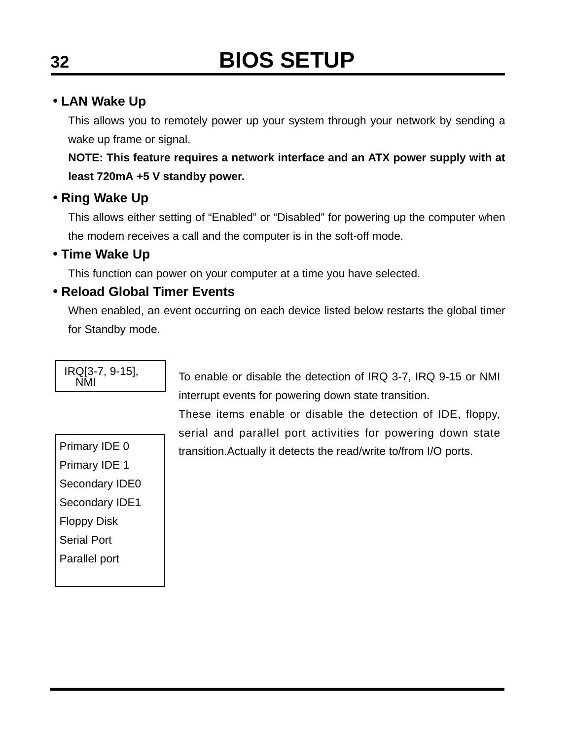- **LAN Wake Up**

  This allows you to remotely power up your system through your network by sending a wake up frame or signal.

  **NOTE: This feature requires a network interface and an ATX power supply with at least 720mA +5 V standby power.**

- **Ring Wake Up**

  This allows either setting of "Enabled" or "Disabled" for powering up the computer when the modem receives a call and the computer is in the soft-off mode.

- **Time Wake Up**

  This function can power on your computer at a time you have selected.

- **Reload Global Timer Events**

  When enabled, an event occurring on each device listed below restarts the global timer for Standby mode.

| | |
|---|---|
| IRQ[3-7, 9-15], NMI | To enable or disable the detection of IRQ 3-7, IRQ 9-15 or NMI interrupt events for powering down state transition. |
| Primary IDE 0<br>Primary IDE 1<br>Secondary IDE0<br>Secondary IDE1<br>Floppy Disk<br>Serial Port<br>Parallel port | These items enable or disable the detection of IDE, floppy, serial and parallel port activities for powering down state transition.Actually it detects the read/write to/from I/O ports. |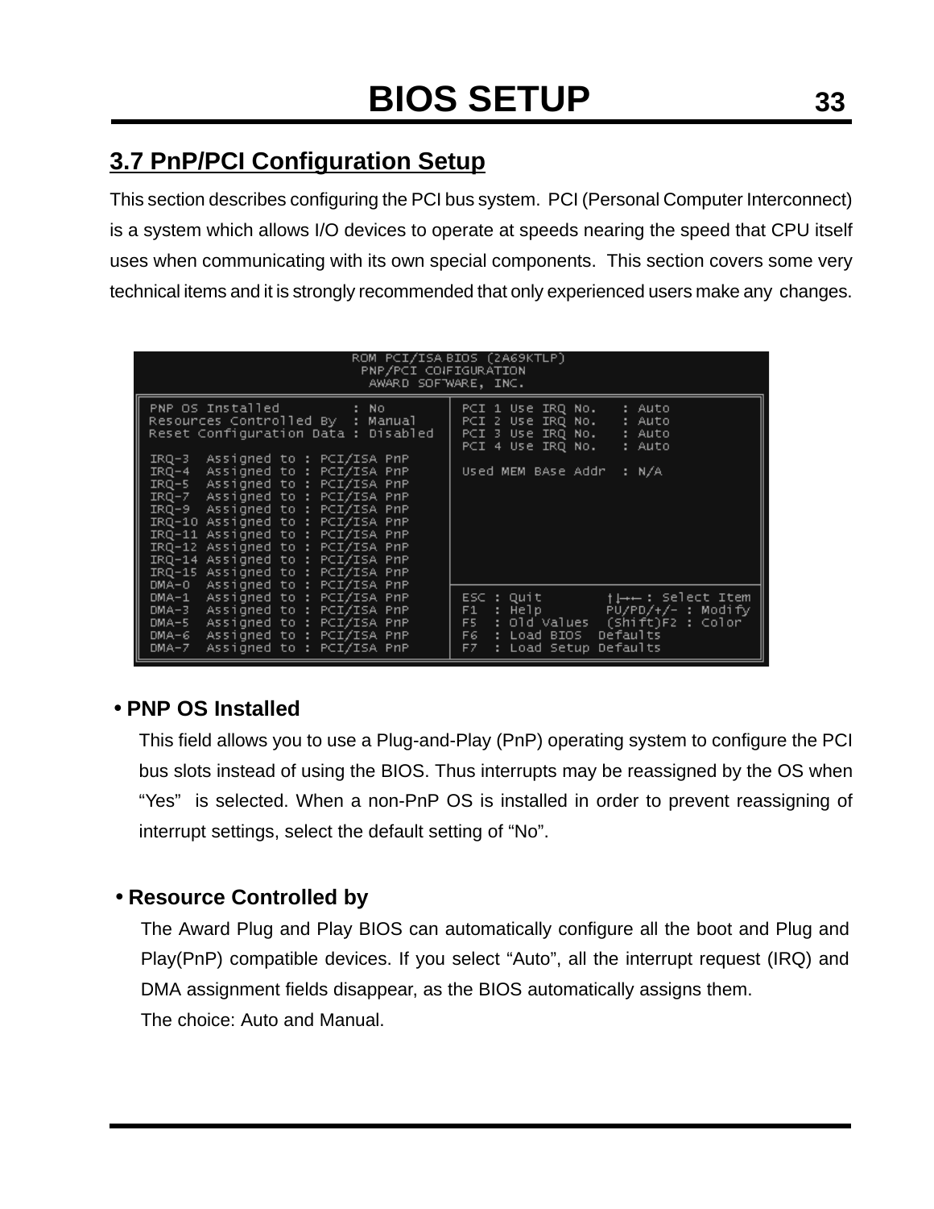## 3.7 PnP/PCI Configuration Setup

This section describes configuring the PCI bus system. PCI (Personal Computer Interconnect) is a system which allows I/O devices to operate at speeds nearing the speed that CPU itself uses when communicating with its own special components. This section covers some very technical items and it is strongly recommended that only experienced users make any changes.

```
                    ROM PCI/ISA BIOS (2A69KTLP)
                       PNP/PCI CONFIGURATION
                        AWARD SOFTWARE, INC.

PNP OS Installed          : No          PCI 1 Use IRQ No.    : Auto
Resources Controlled By   : Manual      PCI 2 Use IRQ No.    : Auto
Reset Configuration Data  : Disabled    PCI 3 Use IRQ No.    : Auto
                                        PCI 4 Use IRQ No.    : Auto
IRQ-3  Assigned to : PCI/ISA PnP
IRQ-4  Assigned to : PCI/ISA PnP        Used MEM BAse Addr   : N/A
IRQ-5  Assigned to : PCI/ISA PnP
IRQ-7  Assigned to : PCI/ISA PnP
IRQ-9  Assigned to : PCI/ISA PnP
IRQ-10 Assigned to : PCI/ISA PnP
IRQ-11 Assigned to : PCI/ISA PnP
IRQ-12 Assigned to : PCI/ISA PnP
IRQ-14 Assigned to : PCI/ISA PnP
IRQ-15 Assigned to : PCI/ISA PnP
DMA-0  Assigned to : PCI/ISA PnP
DMA-1  Assigned to : PCI/ISA PnP        ESC : Quit         ↑↓→← : Select Item
DMA-3  Assigned to : PCI/ISA PnP        F1  : Help         PU/PD/+/- : Modify
DMA-5  Assigned to : PCI/ISA PnP        F5  : Old Values   (Shift)F2 : Color
DMA-6  Assigned to : PCI/ISA PnP        F6  : Load BIOS  Defaults
DMA-7  Assigned to : PCI/ISA PnP        F7  : Load Setup Defaults
```

- **PNP OS Installed**

  This field allows you to use a Plug-and-Play (PnP) operating system to configure the PCI bus slots instead of using the BIOS. Thus interrupts may be reassigned by the OS when "Yes" is selected. When a non-PnP OS is installed in order to prevent reassigning of interrupt settings, select the default setting of "No".

- **Resource Controlled by**

  The Award Plug and Play BIOS can automatically configure all the boot and Plug and Play(PnP) compatible devices. If you select "Auto", all the interrupt request (IRQ) and DMA assignment fields disappear, as the BIOS automatically assigns them.
  The choice: Auto and Manual.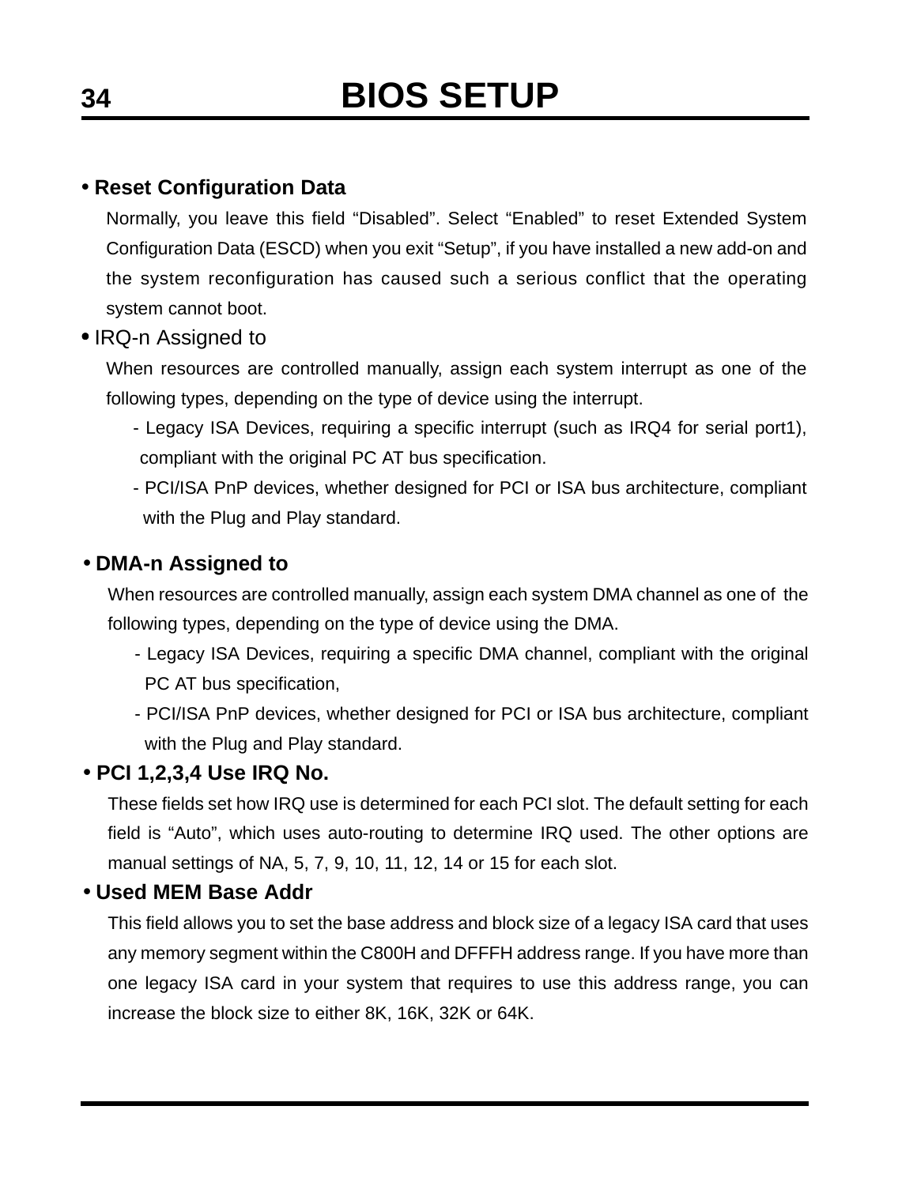- **Reset Configuration Data**

  Normally, you leave this field “Disabled”. Select “Enabled” to reset Extended System Configuration Data (ESCD) when you exit “Setup”, if you have installed a new add-on and the system reconfiguration has caused such a serious conflict that the operating system cannot boot.

- IRQ-n Assigned to

  When resources are controlled manually, assign each system interrupt as one of the following types, depending on the type of device using the interrupt.

  - Legacy ISA Devices, requiring a specific interrupt (such as IRQ4 for serial port1), compliant with the original PC AT bus specification.
  - PCI/ISA PnP devices, whether designed for PCI or ISA bus architecture, compliant with the Plug and Play standard.

- **DMA-n Assigned to**

  When resources are controlled manually, assign each system DMA channel as one of the following types, depending on the type of device using the DMA.

  - Legacy ISA Devices, requiring a specific DMA channel, compliant with the original PC AT bus specification,
  - PCI/ISA PnP devices, whether designed for PCI or ISA bus architecture, compliant with the Plug and Play standard.

- **PCI 1,2,3,4 Use IRQ No.**

  These fields set how IRQ use is determined for each PCI slot. The default setting for each field is “Auto”, which uses auto-routing to determine IRQ used. The other options are manual settings of NA, 5, 7, 9, 10, 11, 12, 14 or 15 for each slot.

- **Used MEM Base Addr**

  This field allows you to set the base address and block size of a legacy ISA card that uses any memory segment within the C800H and DFFFH address range. If you have more than one legacy ISA card in your system that requires to use this address range, you can increase the block size to either 8K, 16K, 32K or 64K.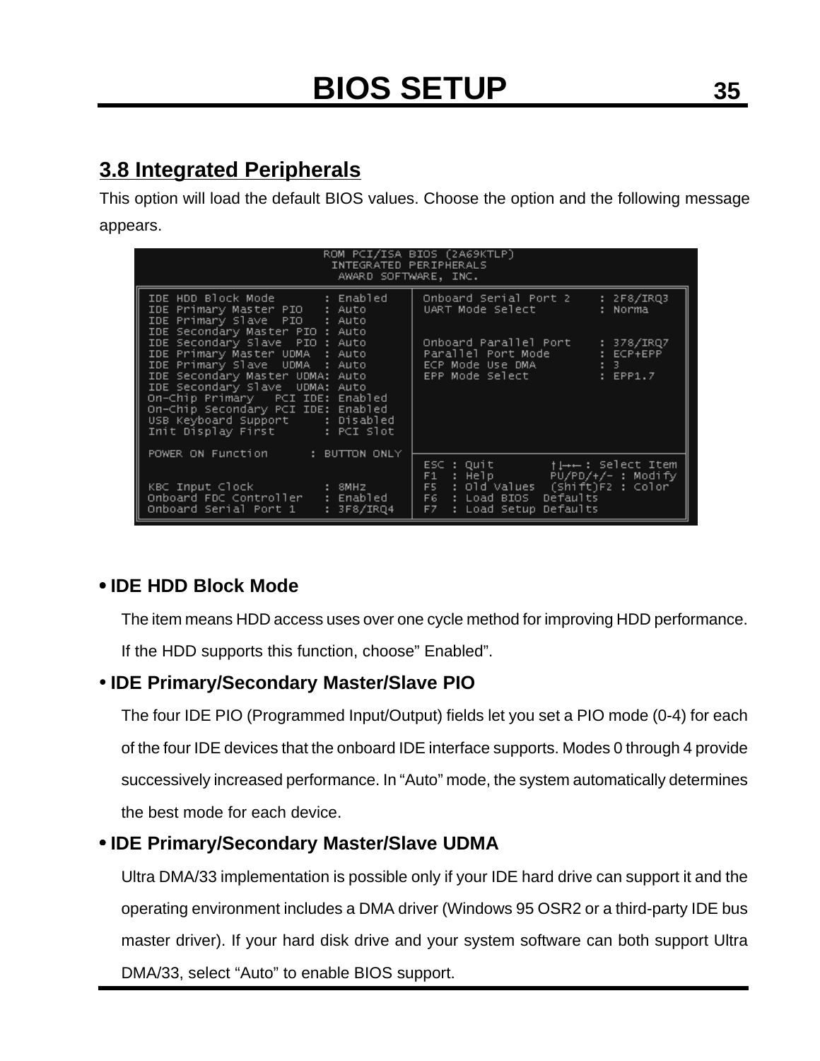## 3.8 Integrated Peripherals

This option will load the default BIOS values. Choose the option and the following message appears.

```
                    ROM PCI/ISA BIOS (2A69KTLP)
                      INTEGRATED PERIPHERALS
                       AWARD SOFTWARE, INC.

IDE HDD Block Mode        : Enabled    Onboard Serial Port 2    : 2F8/IRQ3
IDE Primary Master PIO    : Auto       UART Mode Select         : Norma
IDE Primary Slave  PIO    : Auto
IDE Secondary Master PIO  : Auto
IDE Secondary Slave  PIO  : Auto       Onboard Parallel Port    : 378/IRQ7
IDE Primary Master UDMA   : Auto       Parallel Port Mode       : ECP+EPP
IDE Primary Slave  UDMA   : Auto       ECP Mode Use DMA         : 3
IDE Secondary Master UDMA: Auto        EPP Mode Select          : EPP1.7
IDE Secondary Slave  UDMA: Auto
On-Chip Primary   PCI IDE: Enabled
On-Chip Secondary PCI IDE: Enabled
USB Keyboard Support      : Disabled
Init Display First        : PCI Slot

POWER ON Function       : BUTTON ONLY
                                       ESC : Quit        ↑↓→← : Select Item
                                       F1  : Help        PU/PD/+/- : Modify
KBC Input Clock           : 8MHz       F5  : Old Values  (Shift)F2 : Color
Onboard FDC Controller    : Enabled    F6  : Load BIOS  Defaults
Onboard Serial Port 1     : 3F8/IRQ4   F7  : Load Setup Defaults
```

- **IDE HDD Block Mode**

  The item means HDD access uses over one cycle method for improving HDD performance. If the HDD supports this function, choose" Enabled".

- **IDE Primary/Secondary Master/Slave PIO**

  The four IDE PIO (Programmed Input/Output) fields let you set a PIO mode (0-4) for each of the four IDE devices that the onboard IDE interface supports. Modes 0 through 4 provide successively increased performance. In "Auto" mode, the system automatically determines the best mode for each device.

- **IDE Primary/Secondary Master/Slave UDMA**

  Ultra DMA/33 implementation is possible only if your IDE hard drive can support it and the operating environment includes a DMA driver (Windows 95 OSR2 or a third-party IDE bus master driver). If your hard disk drive and your system software can both support Ultra DMA/33, select "Auto" to enable BIOS support.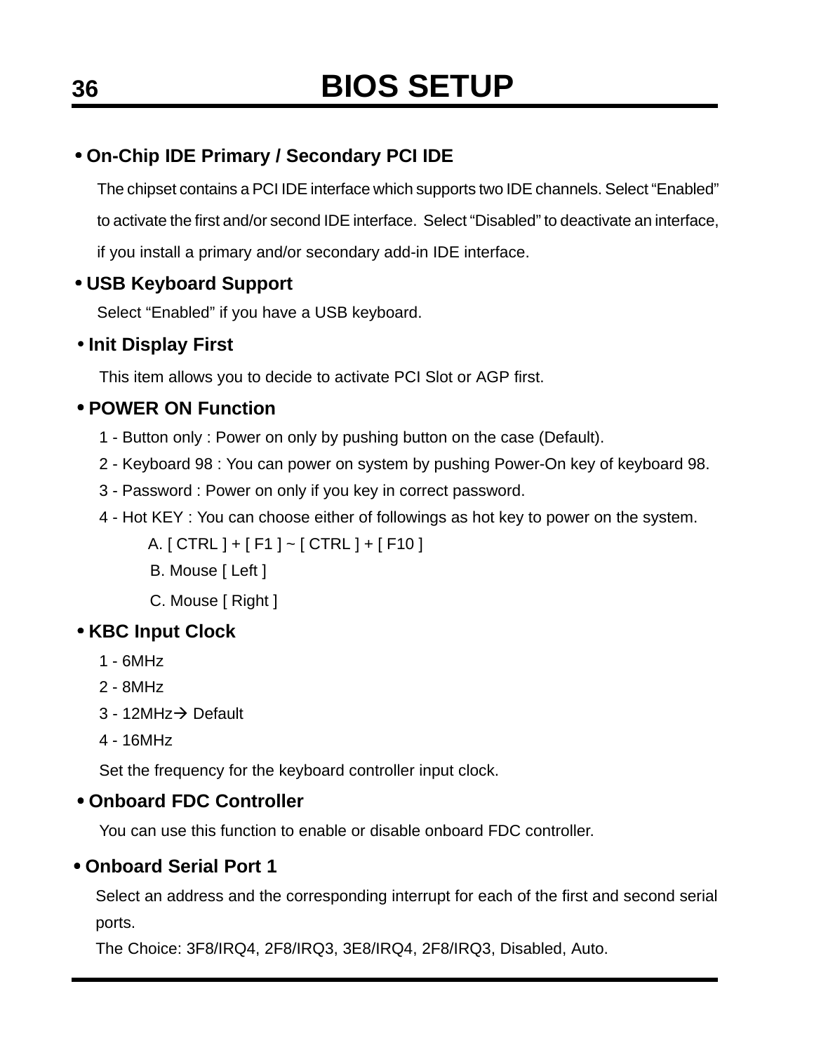## BIOS SETUP

- **On-Chip IDE Primary / Secondary PCI IDE**

  The chipset contains a PCI IDE interface which supports two IDE channels. Select "Enabled" to activate the first and/or second IDE interface. Select "Disabled" to deactivate an interface, if you install a primary and/or secondary add-in IDE interface.

- **USB Keyboard Support**

  Select "Enabled" if you have a USB keyboard.

- **Init Display First**

  This item allows you to decide to activate PCI Slot or AGP first.

- **POWER ON Function**

  1 - Button only : Power on only by pushing button on the case (Default).

  2 - Keyboard 98 : You can power on system by pushing Power-On key of keyboard 98.

  3 - Password : Power on only if you key in correct password.

  4 - Hot KEY : You can choose either of followings as hot key to power on the system.

  A. [ CTRL ] + [ F1 ] ~ [ CTRL ] + [ F10 ]

  B. Mouse [ Left ]

  C. Mouse [ Right ]

- **KBC Input Clock**

  1 - 6MHz

  2 - 8MHz

  3 - 12MHz→ Default

  4 - 16MHz

  Set the frequency for the keyboard controller input clock.

- **Onboard FDC Controller**

  You can use this function to enable or disable onboard FDC controller.

- **Onboard Serial Port 1**

  Select an address and the corresponding interrupt for each of the first and second serial ports.

  The Choice: 3F8/IRQ4, 2F8/IRQ3, 3E8/IRQ4, 2F8/IRQ3, Disabled, Auto.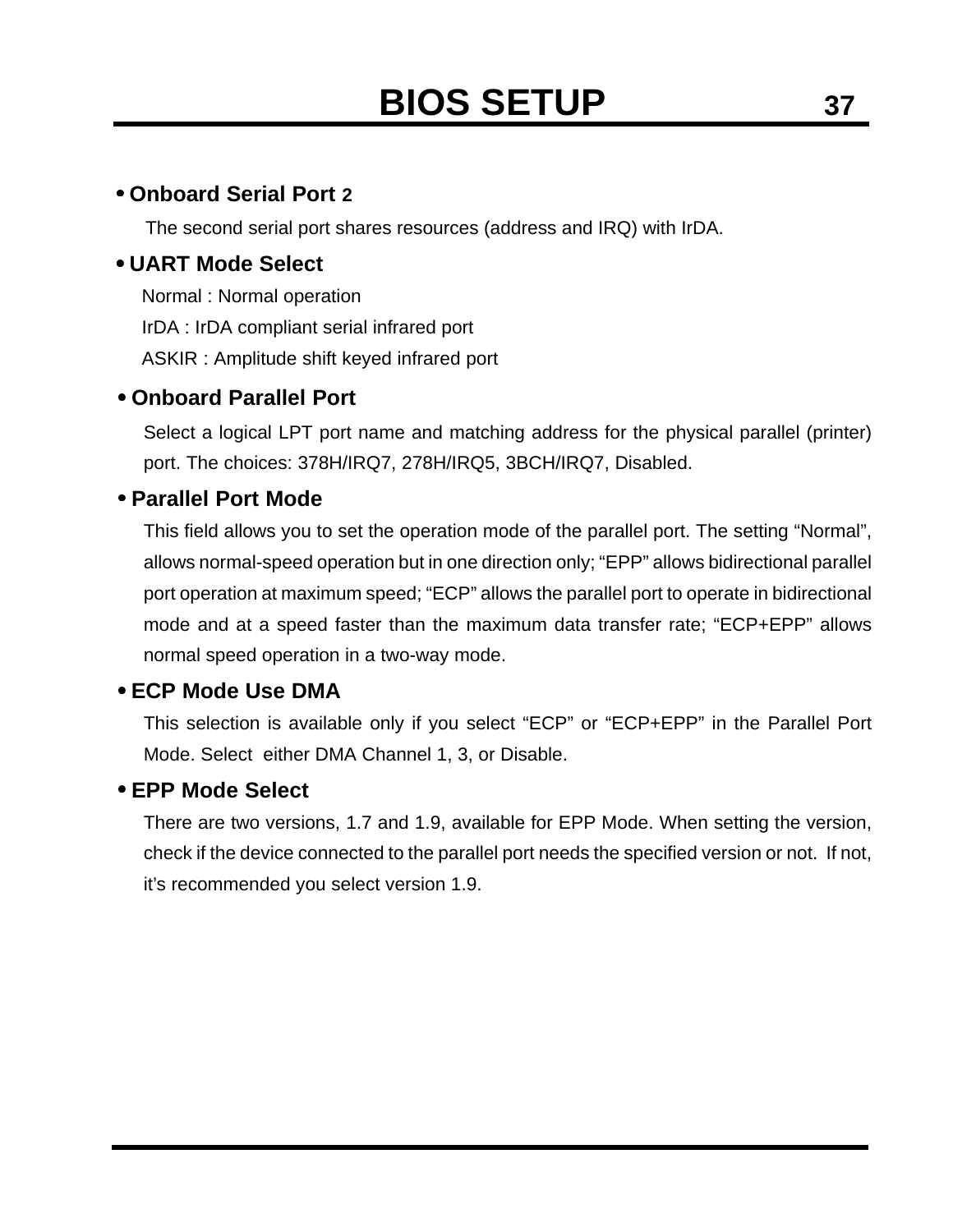- **Onboard Serial Port 2**

  The second serial port shares resources (address and IRQ) with IrDA.

- **UART Mode Select**

  Normal : Normal operation

  IrDA : IrDA compliant serial infrared port

  ASKIR : Amplitude shift keyed infrared port

- **Onboard Parallel Port**

  Select a logical LPT port name and matching address for the physical parallel (printer) port. The choices: 378H/IRQ7, 278H/IRQ5, 3BCH/IRQ7, Disabled.

- **Parallel Port Mode**

  This field allows you to set the operation mode of the parallel port. The setting "Normal", allows normal-speed operation but in one direction only; "EPP" allows bidirectional parallel port operation at maximum speed; "ECP" allows the parallel port to operate in bidirectional mode and at a speed faster than the maximum data transfer rate; "ECP+EPP" allows normal speed operation in a two-way mode.

- **ECP Mode Use DMA**

  This selection is available only if you select "ECP" or "ECP+EPP" in the Parallel Port Mode. Select either DMA Channel 1, 3, or Disable.

- **EPP Mode Select**

  There are two versions, 1.7 and 1.9, available for EPP Mode. When setting the version, check if the device connected to the parallel port needs the specified version or not. If not, it's recommended you select version 1.9.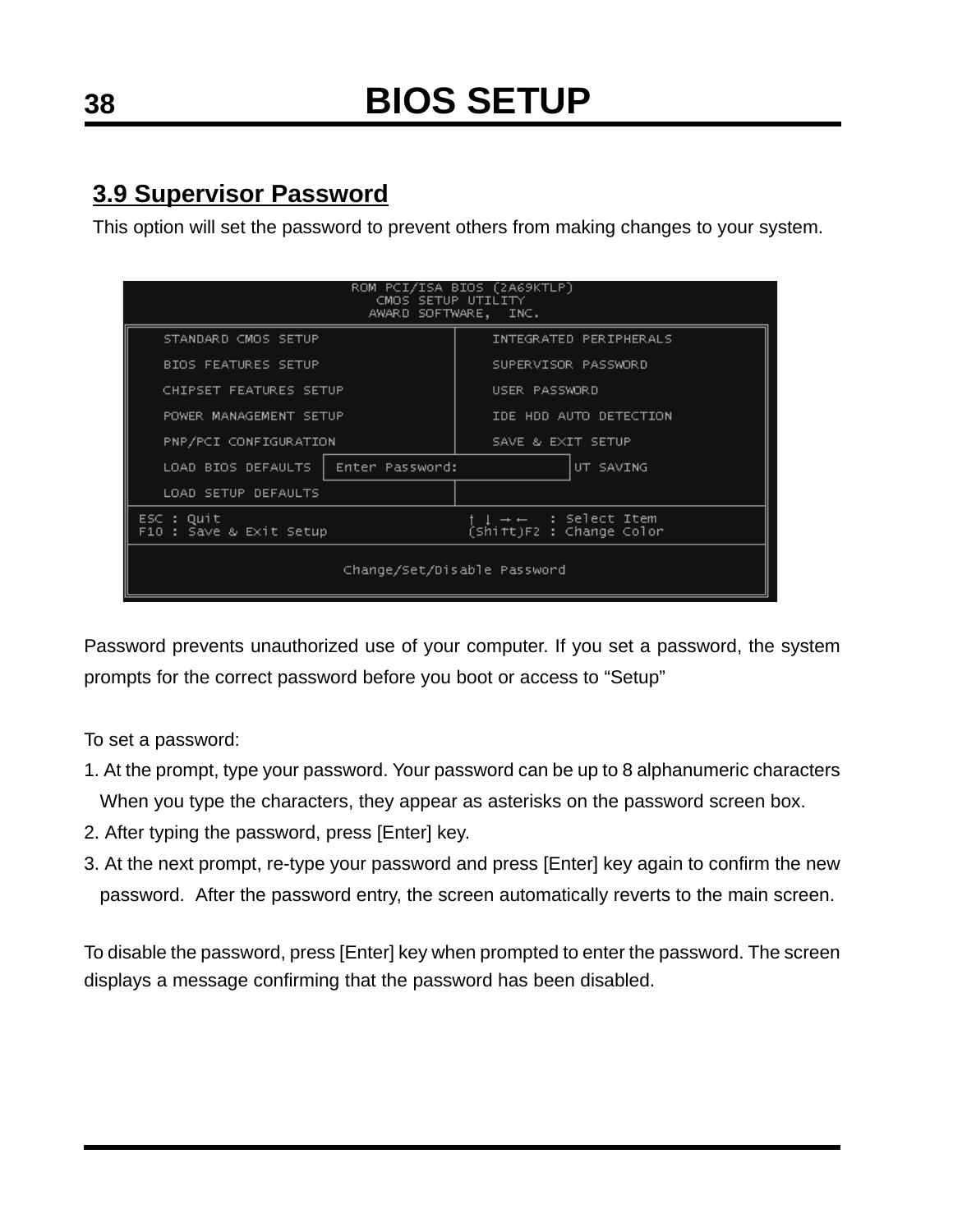## 3.9 Supervisor Password

This option will set the password to prevent others from making changes to your system.

```
                    ROM PCI/ISA BIOS (2A69KTLP)
                       CMOS SETUP UTILITY
                      AWARD SOFTWARE,  INC.

   STANDARD CMOS SETUP                  INTEGRATED PERIPHERALS
   BIOS FEATURES SETUP                  SUPERVISOR PASSWORD
   CHIPSET FEATURES SETUP               USER PASSWORD
   POWER MANAGEMENT SETUP               IDE HDD AUTO DETECTION
   PNP/PCI CONFIGURATION                SAVE & EXIT SETUP
   LOAD BIOS DEFAULTS  Enter Password:            UT SAVING
   LOAD SETUP DEFAULTS

 ESC : Quit                            ↑ ↓ → ←   : Select Item
 F10 : Save & Exit Setup               (Shift)F2 : Change Color

                    Change/Set/Disable Password
```

Password prevents unauthorized use of your computer. If you set a password, the system prompts for the correct password before you boot or access to "Setup"

To set a password:

1. At the prompt, type your password. Your password can be up to 8 alphanumeric characters When you type the characters, they appear as asterisks on the password screen box.
2. After typing the password, press [Enter] key.
3. At the next prompt, re-type your password and press [Enter] key again to confirm the new password. After the password entry, the screen automatically reverts to the main screen.

To disable the password, press [Enter] key when prompted to enter the password. The screen displays a message confirming that the password has been disabled.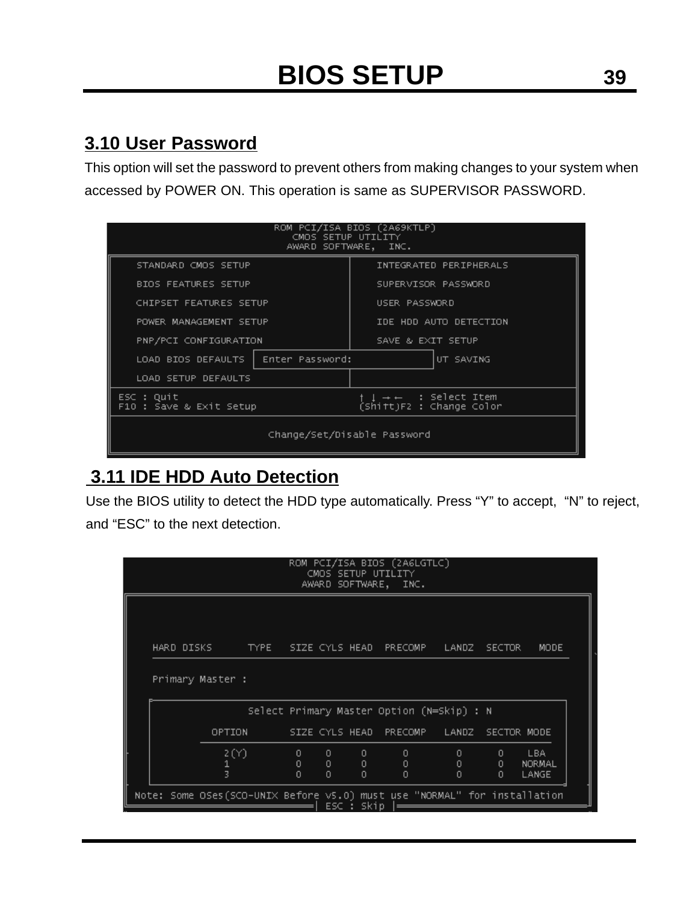## 3.10 User Password

This option will set the password to prevent others from making changes to your system when accessed by POWER ON. This operation is same as SUPERVISOR PASSWORD.

```
                    ROM PCI/ISA BIOS (2A69KTLP)
                         CMOS SETUP UTILITY
                       AWARD SOFTWARE,  INC.

   STANDARD CMOS SETUP                INTEGRATED PERIPHERALS
   BIOS FEATURES SETUP                SUPERVISOR PASSWORD
   CHIPSET FEATURES SETUP             USER PASSWORD
   POWER MANAGEMENT SETUP             IDE HDD AUTO DETECTION
   PNP/PCI CONFIGURATION              SAVE & EXIT SETUP
   LOAD BIOS DEFAULTS  | Enter Password:        | UT SAVING
   LOAD SETUP DEFAULTS

 ESC : Quit                           ↑ ↓ → ←   : Select Item
 F10 : Save & Exit Setup              (Shift)F2 : Change Color

                    Change/Set/Disable Password
```

## 3.11 IDE HDD Auto Detection

Use the BIOS utility to detect the HDD type automatically. Press “Y” to accept, “N” to reject, and “ESC” to the next detection.

```
                    ROM PCI/ISA BIOS (2A6LGTLC)
                         CMOS SETUP UTILITY
                       AWARD SOFTWARE,  INC.

  HARD DISKS      TYPE   SIZE CYLS HEAD  PRECOMP   LANDZ  SECTOR   MODE

  Primary Master :

                Select Primary Master Option (N=Skip) : N

           OPTION      SIZE CYLS HEAD  PRECOMP   LANDZ  SECTOR MODE
             2(Y)        0    0    0      0        0      0    LBA
             1           0    0    0      0        0      0    NORMAL
             3           0    0    0      0        0      0    LANGE

 Note: Some OSes(SCO-UNIX Before v5.0) must use "NORMAL" for installation
                           | ESC : Skip |
```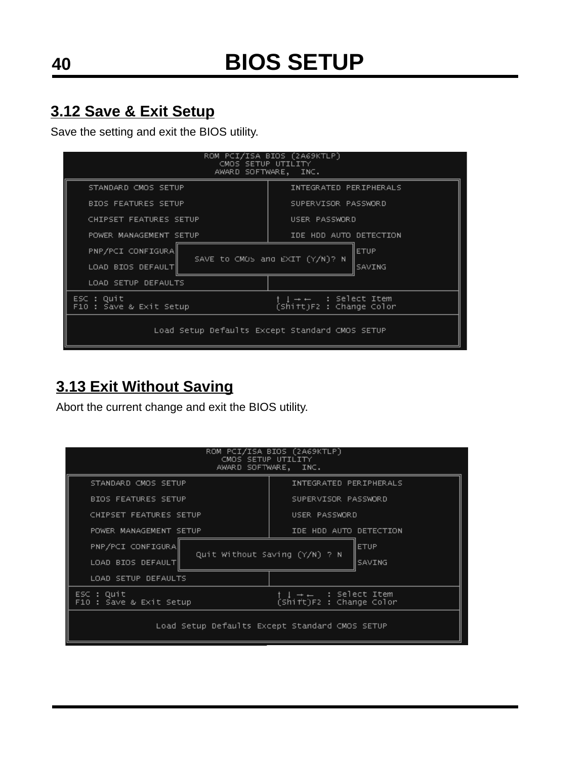## 3.12 Save & Exit Setup

Save the setting and exit the BIOS utility.

```
ROM PCI/ISA BIOS (2A69KTLP)
CMOS SETUP UTILITY
AWARD SOFTWARE, INC.

STANDARD CMOS SETUP            INTEGRATED PERIPHERALS
BIOS FEATURES SETUP            SUPERVISOR PASSWORD
CHIPSET FEATURES SETUP         USER PASSWORD
POWER MANAGEMENT SETUP         IDE HDD AUTO DETECTION
PNP/PCI CONFIGURA                                ETUP
LOAD BIOS DEFAULT  SAVE to CMOS and EXIT (Y/N)? N  SAVING
LOAD SETUP DEFAULTS

ESC : Quit                     ↑ ↓ → ←   : Select Item
F10 : Save & Exit Setup        (Shift)F2 : Change Color

        Load Setup Defaults Except Standard CMOS SETUP
```

## 3.13 Exit Without Saving

Abort the current change and exit the BIOS utility.

```
ROM PCI/ISA BIOS (2A69KTLP)
CMOS SETUP UTILITY
AWARD SOFTWARE, INC.

STANDARD CMOS SETUP            INTEGRATED PERIPHERALS
BIOS FEATURES SETUP            SUPERVISOR PASSWORD
CHIPSET FEATURES SETUP         USER PASSWORD
POWER MANAGEMENT SETUP         IDE HDD AUTO DETECTION
PNP/PCI CONFIGURA                                ETUP
LOAD BIOS DEFAULT  Quit Without Saving (Y/N) ? N  SAVING
LOAD SETUP DEFAULTS

ESC : Quit                     ↑ ↓ → ←   : Select Item
F10 : Save & Exit Setup        (Shift)F2 : Change Color

        Load Setup Defaults Except Standard CMOS SETUP
```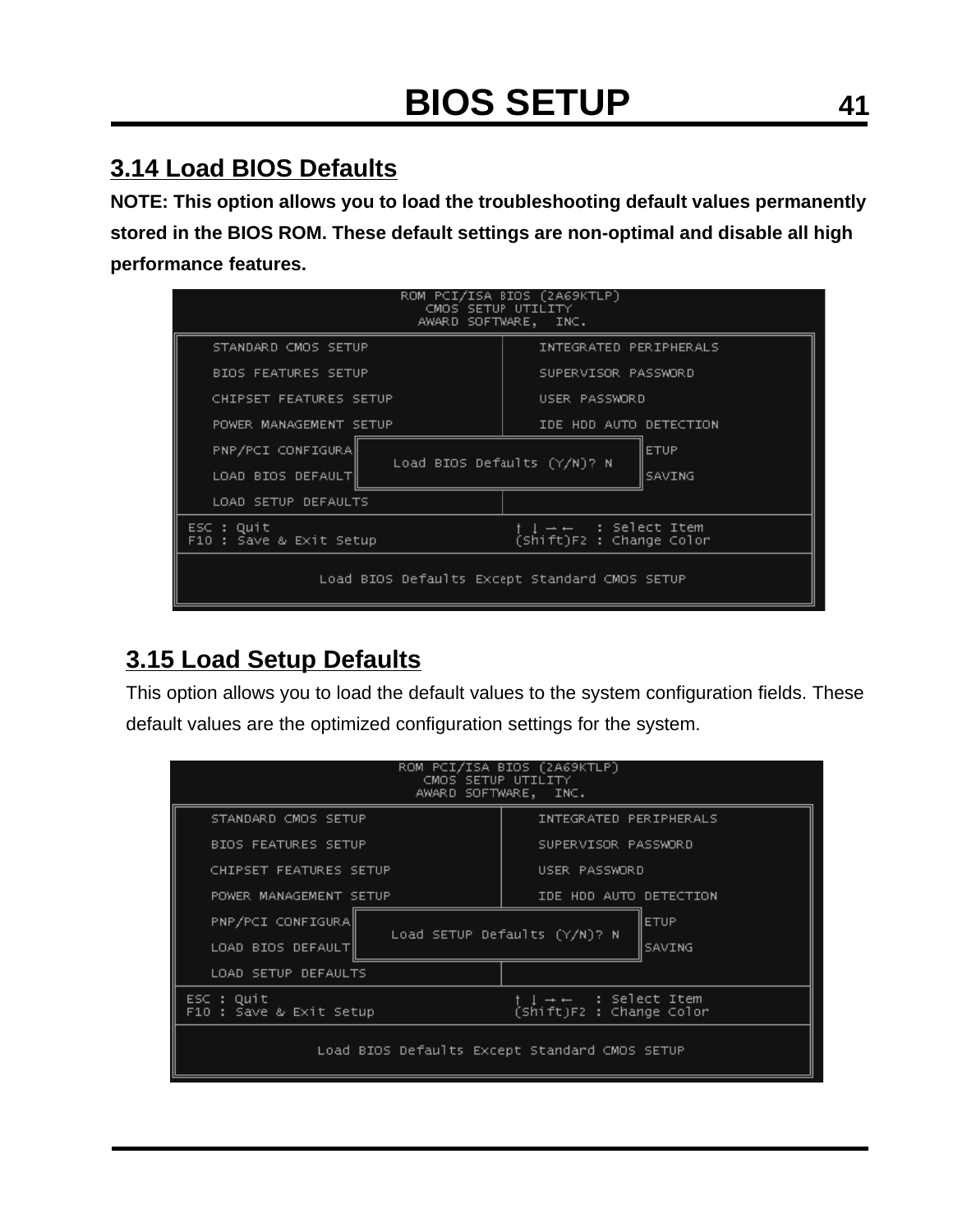## 3.14 Load BIOS Defaults

**NOTE: This option allows you to load the troubleshooting default values permanently stored in the BIOS ROM. These default settings are non-optimal and disable all high performance features.**

```
ROM PCI/ISA BIOS (2A69KTLP)
CMOS SETUP UTILITY
AWARD SOFTWARE, INC.

STANDARD CMOS SETUP          INTEGRATED PERIPHERALS
BIOS FEATURES SETUP          SUPERVISOR PASSWORD
CHIPSET FEATURES SETUP       USER PASSWORD
POWER MANAGEMENT SETUP       IDE HDD AUTO DETECTION
PNP/PCI CONFIGURA                                   ETUP
               Load BIOS Defaults (Y/N)? N
LOAD BIOS DEFAULT                                   SAVING
LOAD SETUP DEFAULTS

ESC : Quit                   ↑ ↓ → ←    : Select Item
F10 : Save & Exit Setup      (Shift)F2 : Change Color

Load BIOS Defaults Except Standard CMOS SETUP
```

## 3.15 Load Setup Defaults

This option allows you to load the default values to the system configuration fields. These default values are the optimized configuration settings for the system.

```
ROM PCI/ISA BIOS (2A69KTLP)
CMOS SETUP UTILITY
AWARD SOFTWARE, INC.

STANDARD CMOS SETUP          INTEGRATED PERIPHERALS
BIOS FEATURES SETUP          SUPERVISOR PASSWORD
CHIPSET FEATURES SETUP       USER PASSWORD
POWER MANAGEMENT SETUP       IDE HDD AUTO DETECTION
PNP/PCI CONFIGURA                                   ETUP
               Load SETUP Defaults (Y/N)? N
LOAD BIOS DEFAULT                                   SAVING
LOAD SETUP DEFAULTS

ESC : Quit                   ↑ ↓ → ←    : Select Item
F10 : Save & Exit Setup      (Shift)F2 : Change Color

Load BIOS Defaults Except Standard CMOS SETUP
```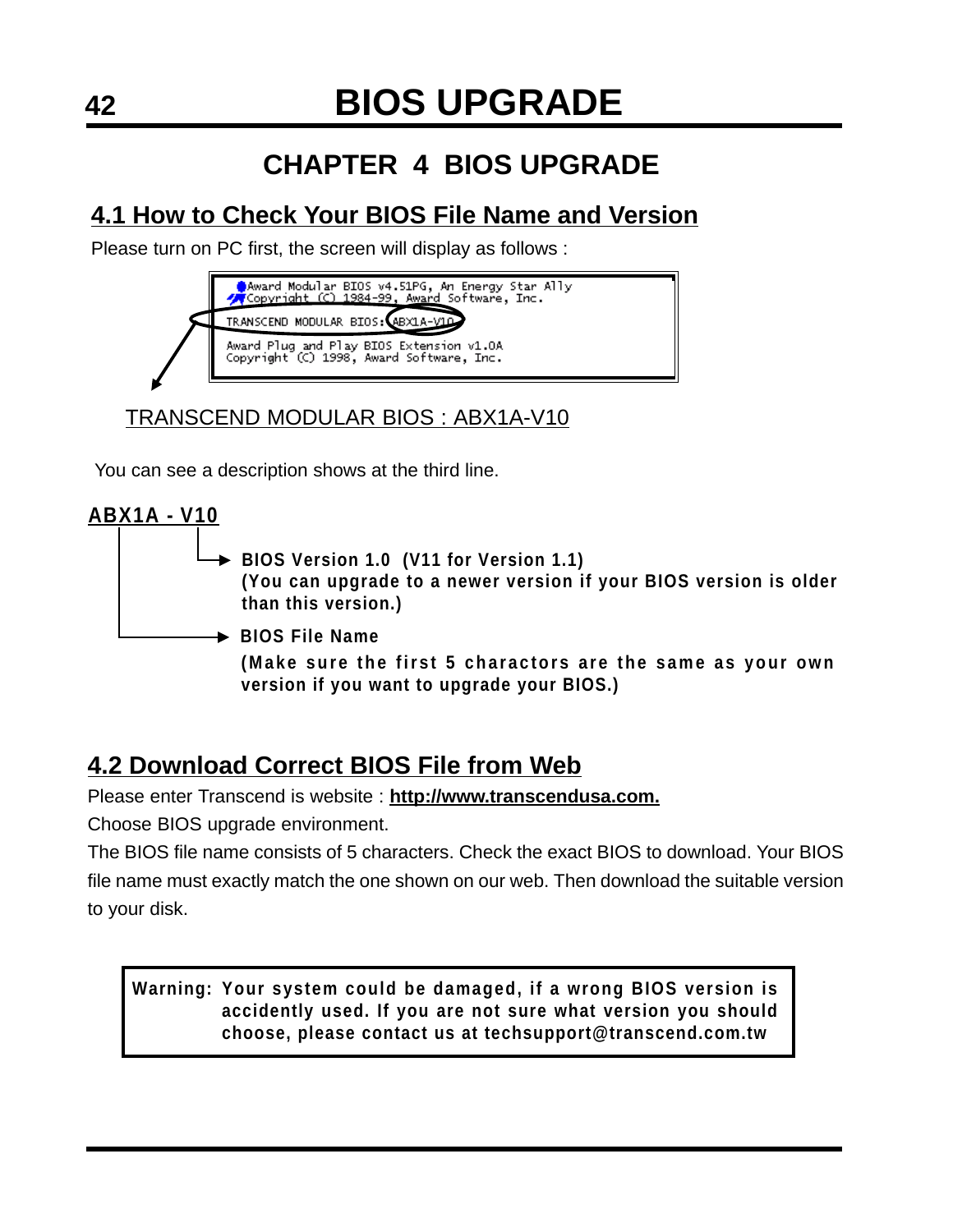# CHAPTER 4 BIOS UPGRADE

## 4.1 How to Check Your BIOS File Name and Version

Please turn on PC first, the screen will display as follows :

```
Award Modular BIOS v4.51PG, An Energy Star Ally
Copyright (C) 1984-99, Award Software, Inc.

TRANSCEND MODULAR BIOS: ABX1A-V10

Award Plug and Play BIOS Extension v1.0A
Copyright (C) 1998, Award Software, Inc.
```

TRANSCEND MODULAR BIOS : ABX1A-V10

You can see a description shows at the third line.

**ABX1A - V10**

- **V10 → BIOS Version 1.0 (V11 for Version 1.1)**
  **(You can upgrade to a newer version if your BIOS version is older than this version.)**
- **ABX1A → BIOS File Name**
  **(Make sure the first 5 charactors are the same as your own version if you want to upgrade your BIOS.)**

## 4.2 Download Correct BIOS File from Web

Please enter Transcend is website : **http://www.transcendusa.com.**

Choose BIOS upgrade environment.

The BIOS file name consists of 5 characters. Check the exact BIOS to download. Your BIOS file name must exactly match the one shown on our web. Then download the suitable version to your disk.

> **Warning: Your system could be damaged, if a wrong BIOS version is accidently used. If you are not sure what version you should choose, please contact us at techsupport@transcend.com.tw**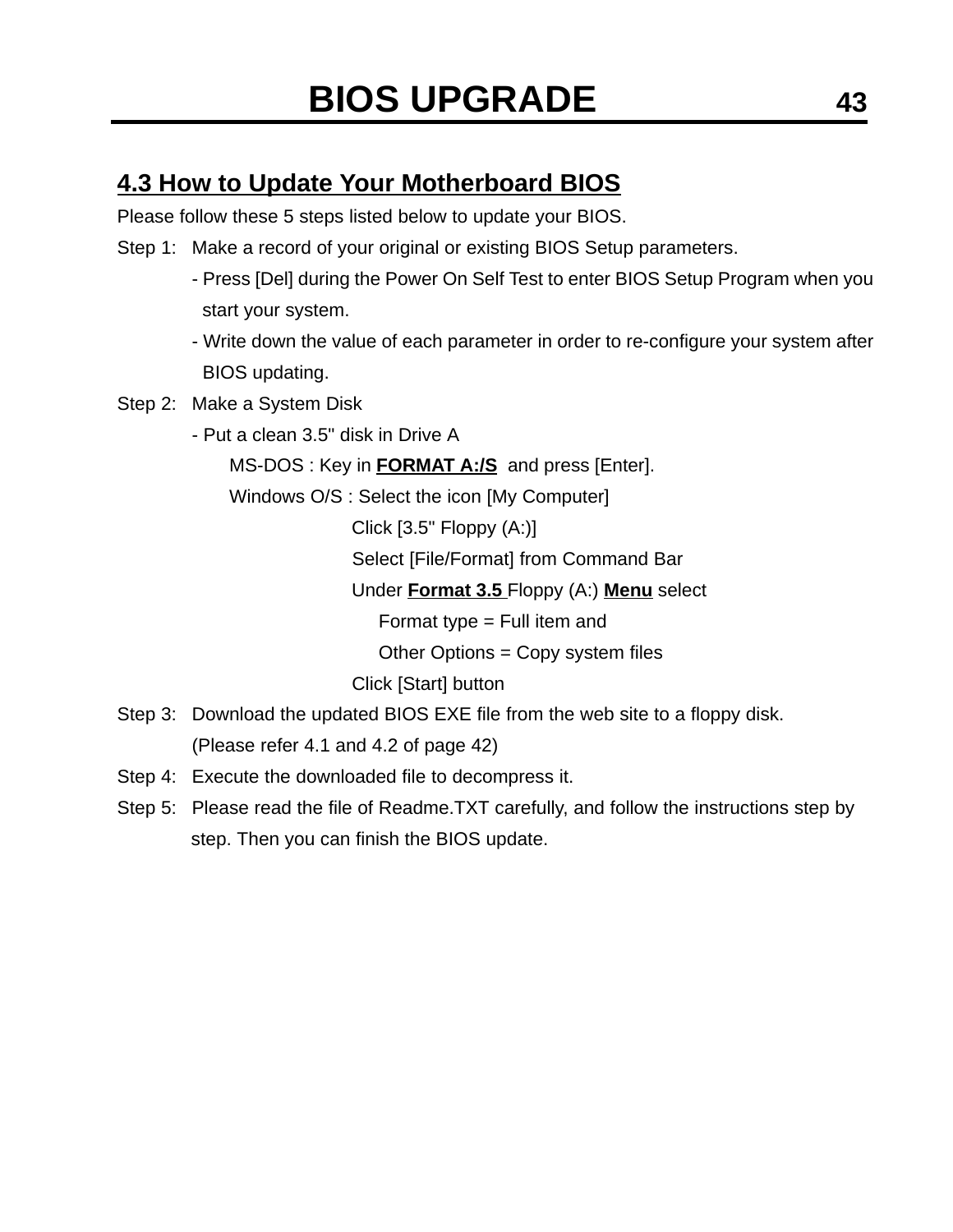## 4.3 How to Update Your Motherboard BIOS

Please follow these 5 steps listed below to update your BIOS.

Step 1: Make a record of your original or existing BIOS Setup parameters.

- Press [Del] during the Power On Self Test to enter BIOS Setup Program when you start your system.
- Write down the value of each parameter in order to re-configure your system after BIOS updating.

Step 2: Make a System Disk

- Put a clean 3.5" disk in Drive A

  MS-DOS : Key in **FORMAT A:/S** and press [Enter].

  Windows O/S : Select the icon [My Computer]

  Click [3.5" Floppy (A:)]

  Select [File/Format] from Command Bar

  Under **Format 3.5** Floppy (A:) **Menu** select

  Format type = Full item and

  Other Options = Copy system files

  Click [Start] button

Step 3: Download the updated BIOS EXE file from the web site to a floppy disk. (Please refer 4.1 and 4.2 of page 42)

Step 4: Execute the downloaded file to decompress it.

Step 5: Please read the file of Readme.TXT carefully, and follow the instructions step by step. Then you can finish the BIOS update.